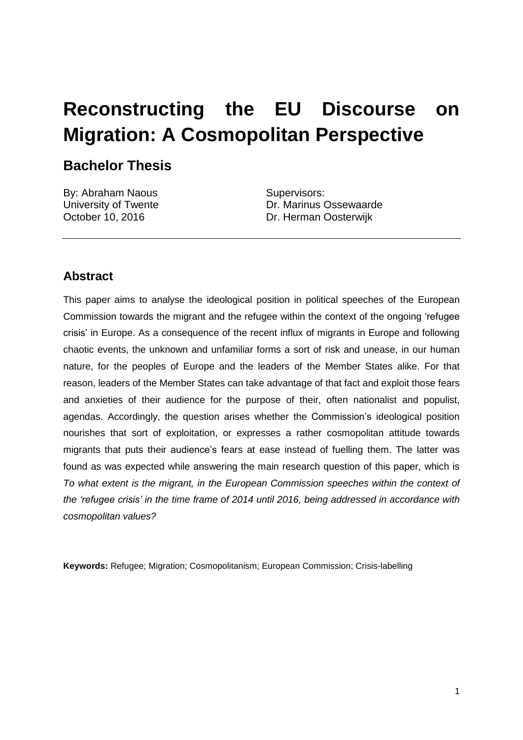# Reconstructing the EU Discourse on Migration: A Cosmopolitan Perspective

## Bachelor Thesis

By: Abraham Naous
University of Twente
October 10, 2016

Supervisors:
Dr. Marinus Ossewaarde
Dr. Herman Oosterwijk

---

## Abstract

This paper aims to analyse the ideological position in political speeches of the European Commission towards the migrant and the refugee within the context of the ongoing 'refugee crisis' in Europe. As a consequence of the recent influx of migrants in Europe and following chaotic events, the unknown and unfamiliar forms a sort of risk and unease, in our human nature, for the peoples of Europe and the leaders of the Member States alike. For that reason, leaders of the Member States can take advantage of that fact and exploit those fears and anxieties of their audience for the purpose of their, often nationalist and populist, agendas. Accordingly, the question arises whether the Commission's ideological position nourishes that sort of exploitation, or expresses a rather cosmopolitan attitude towards migrants that puts their audience's fears at ease instead of fuelling them. The latter was found as was expected while answering the main research question of this paper, which is *To what extent is the migrant, in the European Commission speeches within the context of the 'refugee crisis' in the time frame of 2014 until 2016, being addressed in accordance with cosmopolitan values?*

**Keywords:** Refugee; Migration; Cosmopolitanism; European Commission; Crisis-labelling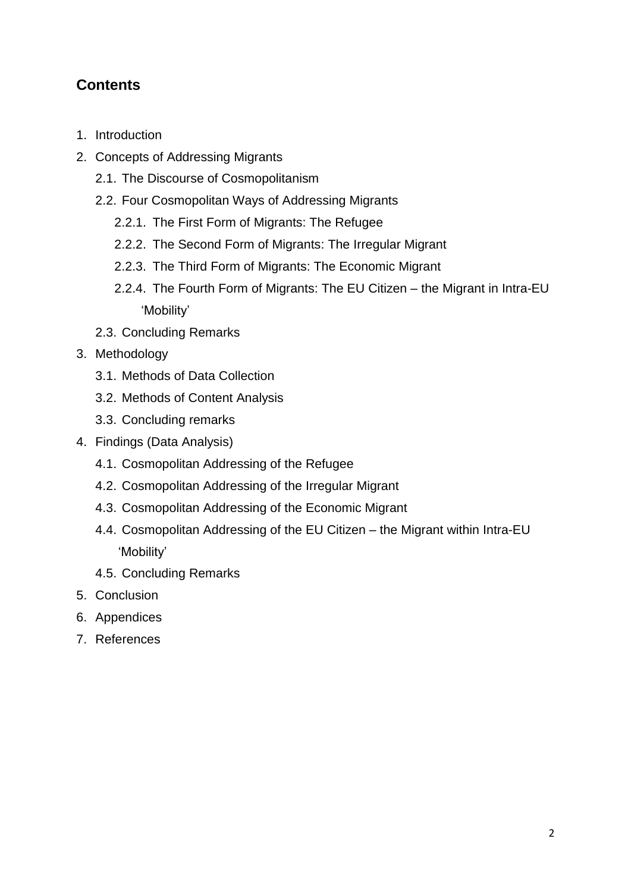## Contents

1. Introduction
2. Concepts of Addressing Migrants
    2.1. The Discourse of Cosmopolitanism
    2.2. Four Cosmopolitan Ways of Addressing Migrants
        2.2.1. The First Form of Migrants: The Refugee
        2.2.2. The Second Form of Migrants: The Irregular Migrant
        2.2.3. The Third Form of Migrants: The Economic Migrant
        2.2.4. The Fourth Form of Migrants: The EU Citizen – the Migrant in Intra-EU 'Mobility'
    2.3. Concluding Remarks
3. Methodology
    3.1. Methods of Data Collection
    3.2. Methods of Content Analysis
    3.3. Concluding remarks
4. Findings (Data Analysis)
    4.1. Cosmopolitan Addressing of the Refugee
    4.2. Cosmopolitan Addressing of the Irregular Migrant
    4.3. Cosmopolitan Addressing of the Economic Migrant
    4.4. Cosmopolitan Addressing of the EU Citizen – the Migrant within Intra-EU 'Mobility'
    4.5. Concluding Remarks
5. Conclusion
6. Appendices
7. References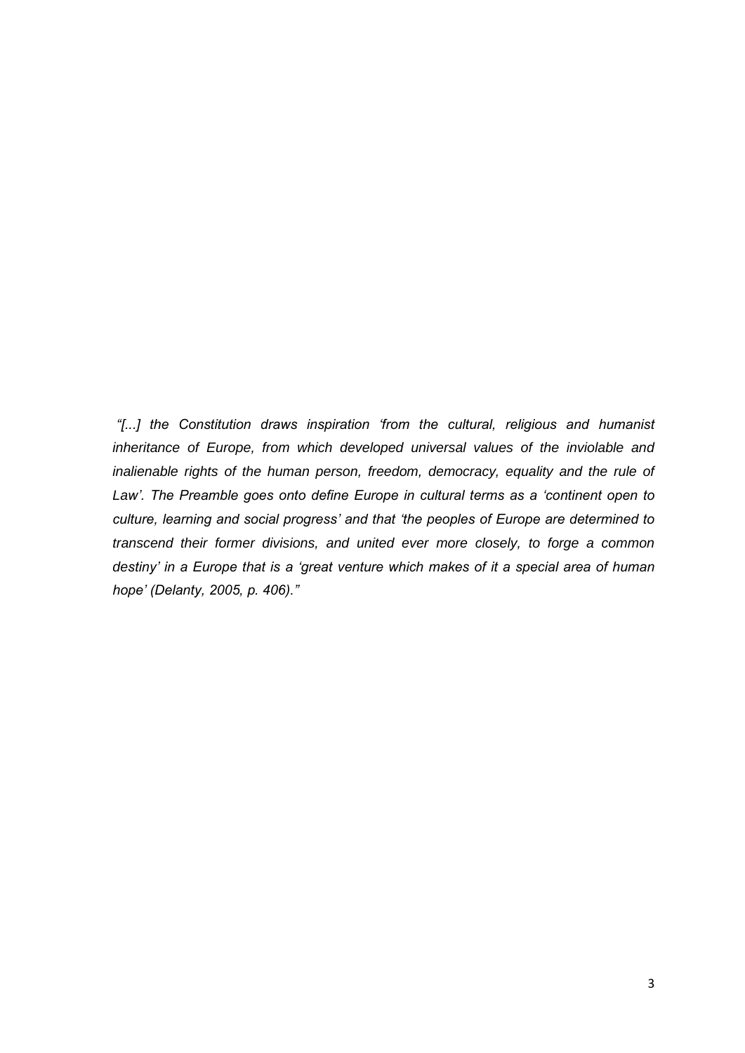*"[...] the Constitution draws inspiration 'from the cultural, religious and humanist inheritance of Europe, from which developed universal values of the inviolable and inalienable rights of the human person, freedom, democracy, equality and the rule of Law'. The Preamble goes onto define Europe in cultural terms as a 'continent open to culture, learning and social progress' and that 'the peoples of Europe are determined to transcend their former divisions, and united ever more closely, to forge a common destiny' in a Europe that is a 'great venture which makes of it a special area of human hope' (Delanty, 2005, p. 406)."*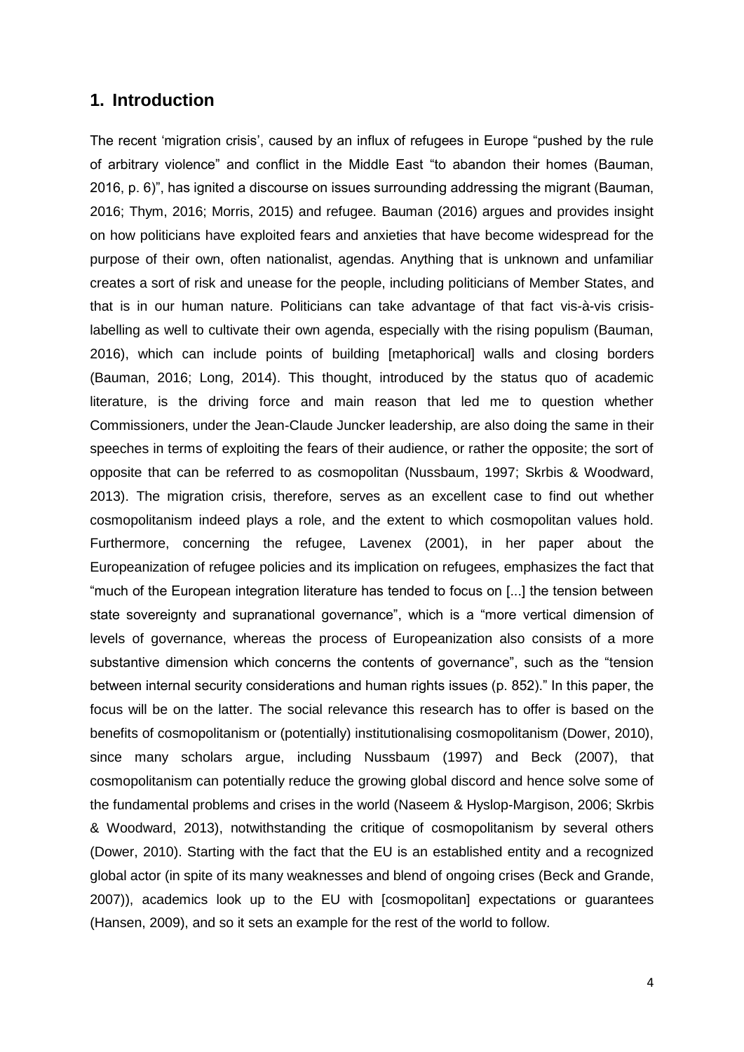## 1. Introduction

The recent 'migration crisis', caused by an influx of refugees in Europe "pushed by the rule of arbitrary violence" and conflict in the Middle East "to abandon their homes (Bauman, 2016, p. 6)", has ignited a discourse on issues surrounding addressing the migrant (Bauman, 2016; Thym, 2016; Morris, 2015) and refugee. Bauman (2016) argues and provides insight on how politicians have exploited fears and anxieties that have become widespread for the purpose of their own, often nationalist, agendas. Anything that is unknown and unfamiliar creates a sort of risk and unease for the people, including politicians of Member States, and that is in our human nature. Politicians can take advantage of that fact vis-à-vis crisis-labelling as well to cultivate their own agenda, especially with the rising populism (Bauman, 2016), which can include points of building [metaphorical] walls and closing borders (Bauman, 2016; Long, 2014). This thought, introduced by the status quo of academic literature, is the driving force and main reason that led me to question whether Commissioners, under the Jean-Claude Juncker leadership, are also doing the same in their speeches in terms of exploiting the fears of their audience, or rather the opposite; the sort of opposite that can be referred to as cosmopolitan (Nussbaum, 1997; Skrbis & Woodward, 2013). The migration crisis, therefore, serves as an excellent case to find out whether cosmopolitanism indeed plays a role, and the extent to which cosmopolitan values hold. Furthermore, concerning the refugee, Lavenex (2001), in her paper about the Europeanization of refugee policies and its implication on refugees, emphasizes the fact that "much of the European integration literature has tended to focus on [...] the tension between state sovereignty and supranational governance", which is a "more vertical dimension of levels of governance, whereas the process of Europeanization also consists of a more substantive dimension which concerns the contents of governance", such as the "tension between internal security considerations and human rights issues (p. 852)." In this paper, the focus will be on the latter. The social relevance this research has to offer is based on the benefits of cosmopolitanism or (potentially) institutionalising cosmopolitanism (Dower, 2010), since many scholars argue, including Nussbaum (1997) and Beck (2007), that cosmopolitanism can potentially reduce the growing global discord and hence solve some of the fundamental problems and crises in the world (Naseem & Hyslop-Margison, 2006; Skrbis & Woodward, 2013), notwithstanding the critique of cosmopolitanism by several others (Dower, 2010). Starting with the fact that the EU is an established entity and a recognized global actor (in spite of its many weaknesses and blend of ongoing crises (Beck and Grande, 2007)), academics look up to the EU with [cosmopolitan] expectations or guarantees (Hansen, 2009), and so it sets an example for the rest of the world to follow.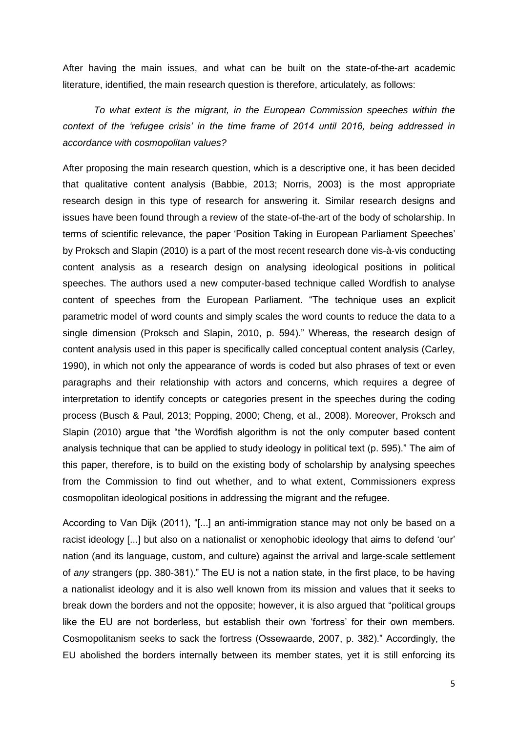After having the main issues, and what can be built on the state-of-the-art academic literature, identified, the main research question is therefore, articulately, as follows:

*To what extent is the migrant, in the European Commission speeches within the context of the 'refugee crisis' in the time frame of 2014 until 2016, being addressed in accordance with cosmopolitan values?*

After proposing the main research question, which is a descriptive one, it has been decided that qualitative content analysis (Babbie, 2013; Norris, 2003) is the most appropriate research design in this type of research for answering it. Similar research designs and issues have been found through a review of the state-of-the-art of the body of scholarship. In terms of scientific relevance, the paper 'Position Taking in European Parliament Speeches' by Proksch and Slapin (2010) is a part of the most recent research done vis-à-vis conducting content analysis as a research design on analysing ideological positions in political speeches. The authors used a new computer-based technique called Wordfish to analyse content of speeches from the European Parliament. "The technique uses an explicit parametric model of word counts and simply scales the word counts to reduce the data to a single dimension (Proksch and Slapin, 2010, p. 594)." Whereas, the research design of content analysis used in this paper is specifically called conceptual content analysis (Carley, 1990), in which not only the appearance of words is coded but also phrases of text or even paragraphs and their relationship with actors and concerns, which requires a degree of interpretation to identify concepts or categories present in the speeches during the coding process (Busch & Paul, 2013; Popping, 2000; Cheng, et al., 2008). Moreover, Proksch and Slapin (2010) argue that "the Wordfish algorithm is not the only computer based content analysis technique that can be applied to study ideology in political text (p. 595)." The aim of this paper, therefore, is to build on the existing body of scholarship by analysing speeches from the Commission to find out whether, and to what extent, Commissioners express cosmopolitan ideological positions in addressing the migrant and the refugee.

According to Van Dijk (2011), "[...] an anti-immigration stance may not only be based on a racist ideology [...] but also on a nationalist or xenophobic ideology that aims to defend 'our' nation (and its language, custom, and culture) against the arrival and large-scale settlement of *any* strangers (pp. 380-381)." The EU is not a nation state, in the first place, to be having a nationalist ideology and it is also well known from its mission and values that it seeks to break down the borders and not the opposite; however, it is also argued that "political groups like the EU are not borderless, but establish their own 'fortress' for their own members. Cosmopolitanism seeks to sack the fortress (Ossewaarde, 2007, p. 382)." Accordingly, the EU abolished the borders internally between its member states, yet it is still enforcing its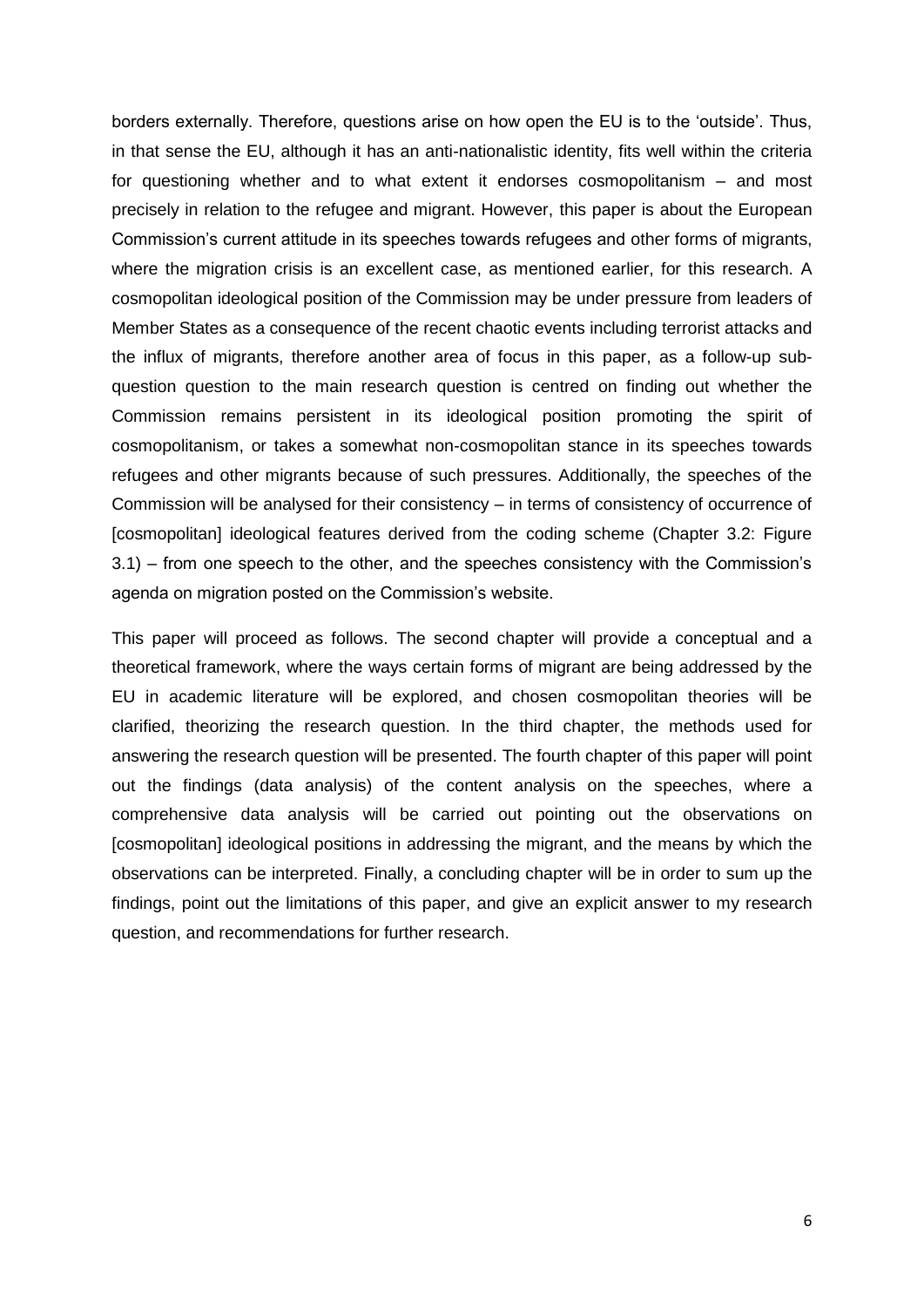borders externally. Therefore, questions arise on how open the EU is to the 'outside'. Thus, in that sense the EU, although it has an anti-nationalistic identity, fits well within the criteria for questioning whether and to what extent it endorses cosmopolitanism – and most precisely in relation to the refugee and migrant. However, this paper is about the European Commission's current attitude in its speeches towards refugees and other forms of migrants, where the migration crisis is an excellent case, as mentioned earlier, for this research. A cosmopolitan ideological position of the Commission may be under pressure from leaders of Member States as a consequence of the recent chaotic events including terrorist attacks and the influx of migrants, therefore another area of focus in this paper, as a follow-up sub-question question to the main research question is centred on finding out whether the Commission remains persistent in its ideological position promoting the spirit of cosmopolitanism, or takes a somewhat non-cosmopolitan stance in its speeches towards refugees and other migrants because of such pressures. Additionally, the speeches of the Commission will be analysed for their consistency – in terms of consistency of occurrence of [cosmopolitan] ideological features derived from the coding scheme (Chapter 3.2: Figure 3.1) – from one speech to the other, and the speeches consistency with the Commission's agenda on migration posted on the Commission's website.

This paper will proceed as follows. The second chapter will provide a conceptual and a theoretical framework, where the ways certain forms of migrant are being addressed by the EU in academic literature will be explored, and chosen cosmopolitan theories will be clarified, theorizing the research question. In the third chapter, the methods used for answering the research question will be presented. The fourth chapter of this paper will point out the findings (data analysis) of the content analysis on the speeches, where a comprehensive data analysis will be carried out pointing out the observations on [cosmopolitan] ideological positions in addressing the migrant, and the means by which the observations can be interpreted. Finally, a concluding chapter will be in order to sum up the findings, point out the limitations of this paper, and give an explicit answer to my research question, and recommendations for further research.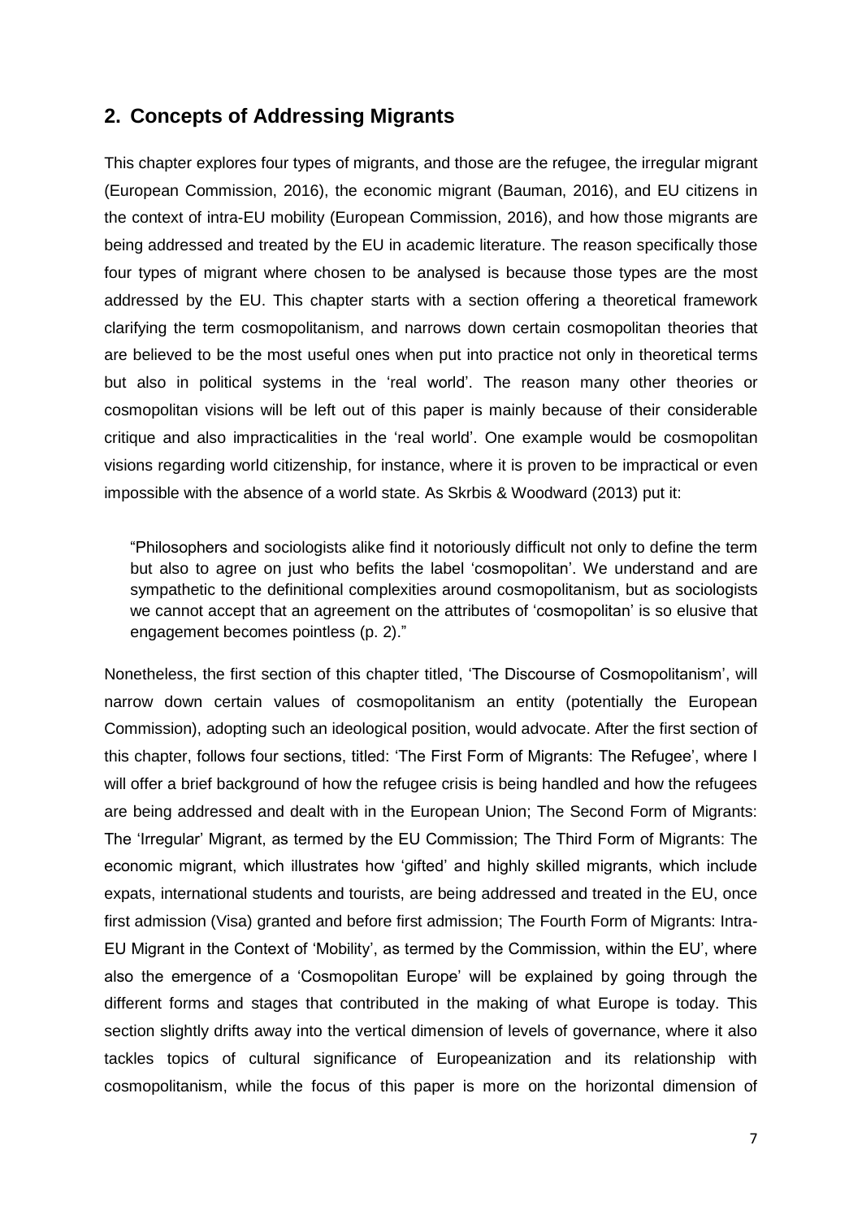## 2. Concepts of Addressing Migrants

This chapter explores four types of migrants, and those are the refugee, the irregular migrant (European Commission, 2016), the economic migrant (Bauman, 2016), and EU citizens in the context of intra-EU mobility (European Commission, 2016), and how those migrants are being addressed and treated by the EU in academic literature. The reason specifically those four types of migrant where chosen to be analysed is because those types are the most addressed by the EU. This chapter starts with a section offering a theoretical framework clarifying the term cosmopolitanism, and narrows down certain cosmopolitan theories that are believed to be the most useful ones when put into practice not only in theoretical terms but also in political systems in the 'real world'. The reason many other theories or cosmopolitan visions will be left out of this paper is mainly because of their considerable critique and also impracticalities in the 'real world'. One example would be cosmopolitan visions regarding world citizenship, for instance, where it is proven to be impractical or even impossible with the absence of a world state. As Skrbis & Woodward (2013) put it:

> "Philosophers and sociologists alike find it notoriously difficult not only to define the term but also to agree on just who befits the label 'cosmopolitan'. We understand and are sympathetic to the definitional complexities around cosmopolitanism, but as sociologists we cannot accept that an agreement on the attributes of 'cosmopolitan' is so elusive that engagement becomes pointless (p. 2)."

Nonetheless, the first section of this chapter titled, 'The Discourse of Cosmopolitanism', will narrow down certain values of cosmopolitanism an entity (potentially the European Commission), adopting such an ideological position, would advocate. After the first section of this chapter, follows four sections, titled: 'The First Form of Migrants: The Refugee', where I will offer a brief background of how the refugee crisis is being handled and how the refugees are being addressed and dealt with in the European Union; The Second Form of Migrants: The 'Irregular' Migrant, as termed by the EU Commission; The Third Form of Migrants: The economic migrant, which illustrates how 'gifted' and highly skilled migrants, which include expats, international students and tourists, are being addressed and treated in the EU, once first admission (Visa) granted and before first admission; The Fourth Form of Migrants: Intra-EU Migrant in the Context of 'Mobility', as termed by the Commission, within the EU', where also the emergence of a 'Cosmopolitan Europe' will be explained by going through the different forms and stages that contributed in the making of what Europe is today. This section slightly drifts away into the vertical dimension of levels of governance, where it also tackles topics of cultural significance of Europeanization and its relationship with cosmopolitanism, while the focus of this paper is more on the horizontal dimension of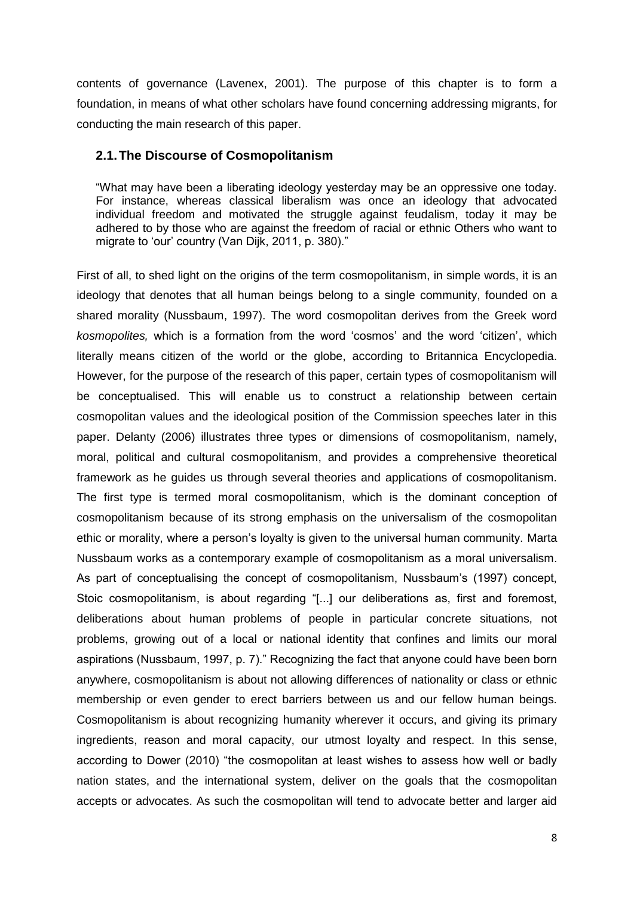contents of governance (Lavenex, 2001). The purpose of this chapter is to form a foundation, in means of what other scholars have found concerning addressing migrants, for conducting the main research of this paper.

## 2.1. The Discourse of Cosmopolitanism

> "What may have been a liberating ideology yesterday may be an oppressive one today. For instance, whereas classical liberalism was once an ideology that advocated individual freedom and motivated the struggle against feudalism, today it may be adhered to by those who are against the freedom of racial or ethnic Others who want to migrate to 'our' country (Van Dijk, 2011, p. 380)."

First of all, to shed light on the origins of the term cosmopolitanism, in simple words, it is an ideology that denotes that all human beings belong to a single community, founded on a shared morality (Nussbaum, 1997). The word cosmopolitan derives from the Greek word *kosmopolites,* which is a formation from the word 'cosmos' and the word 'citizen', which literally means citizen of the world or the globe, according to Britannica Encyclopedia. However, for the purpose of the research of this paper, certain types of cosmopolitanism will be conceptualised. This will enable us to construct a relationship between certain cosmopolitan values and the ideological position of the Commission speeches later in this paper. Delanty (2006) illustrates three types or dimensions of cosmopolitanism, namely, moral, political and cultural cosmopolitanism, and provides a comprehensive theoretical framework as he guides us through several theories and applications of cosmopolitanism. The first type is termed moral cosmopolitanism, which is the dominant conception of cosmopolitanism because of its strong emphasis on the universalism of the cosmopolitan ethic or morality, where a person's loyalty is given to the universal human community. Marta Nussbaum works as a contemporary example of cosmopolitanism as a moral universalism. As part of conceptualising the concept of cosmopolitanism, Nussbaum's (1997) concept, Stoic cosmopolitanism, is about regarding "[...] our deliberations as, first and foremost, deliberations about human problems of people in particular concrete situations, not problems, growing out of a local or national identity that confines and limits our moral aspirations (Nussbaum, 1997, p. 7)." Recognizing the fact that anyone could have been born anywhere, cosmopolitanism is about not allowing differences of nationality or class or ethnic membership or even gender to erect barriers between us and our fellow human beings. Cosmopolitanism is about recognizing humanity wherever it occurs, and giving its primary ingredients, reason and moral capacity, our utmost loyalty and respect. In this sense, according to Dower (2010) "the cosmopolitan at least wishes to assess how well or badly nation states, and the international system, deliver on the goals that the cosmopolitan accepts or advocates. As such the cosmopolitan will tend to advocate better and larger aid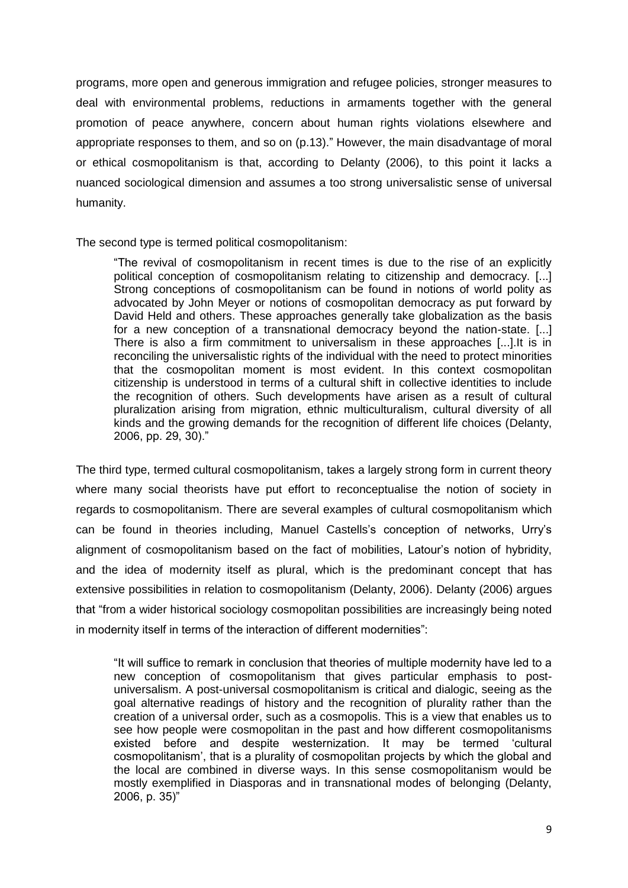programs, more open and generous immigration and refugee policies, stronger measures to deal with environmental problems, reductions in armaments together with the general promotion of peace anywhere, concern about human rights violations elsewhere and appropriate responses to them, and so on (p.13)." However, the main disadvantage of moral or ethical cosmopolitanism is that, according to Delanty (2006), to this point it lacks a nuanced sociological dimension and assumes a too strong universalistic sense of universal humanity.

The second type is termed political cosmopolitanism:

> "The revival of cosmopolitanism in recent times is due to the rise of an explicitly political conception of cosmopolitanism relating to citizenship and democracy. [...] Strong conceptions of cosmopolitanism can be found in notions of world polity as advocated by John Meyer or notions of cosmopolitan democracy as put forward by David Held and others. These approaches generally take globalization as the basis for a new conception of a transnational democracy beyond the nation-state. [...] There is also a firm commitment to universalism in these approaches [...].It is in reconciling the universalistic rights of the individual with the need to protect minorities that the cosmopolitan moment is most evident. In this context cosmopolitan citizenship is understood in terms of a cultural shift in collective identities to include the recognition of others. Such developments have arisen as a result of cultural pluralization arising from migration, ethnic multiculturalism, cultural diversity of all kinds and the growing demands for the recognition of different life choices (Delanty, 2006, pp. 29, 30)."

The third type, termed cultural cosmopolitanism, takes a largely strong form in current theory where many social theorists have put effort to reconceptualise the notion of society in regards to cosmopolitanism. There are several examples of cultural cosmopolitanism which can be found in theories including, Manuel Castells's conception of networks, Urry's alignment of cosmopolitanism based on the fact of mobilities, Latour's notion of hybridity, and the idea of modernity itself as plural, which is the predominant concept that has extensive possibilities in relation to cosmopolitanism (Delanty, 2006). Delanty (2006) argues that "from a wider historical sociology cosmopolitan possibilities are increasingly being noted in modernity itself in terms of the interaction of different modernities":

> "It will suffice to remark in conclusion that theories of multiple modernity have led to a new conception of cosmopolitanism that gives particular emphasis to post-universalism. A post-universal cosmopolitanism is critical and dialogic, seeing as the goal alternative readings of history and the recognition of plurality rather than the creation of a universal order, such as a cosmopolis. This is a view that enables us to see how people were cosmopolitan in the past and how different cosmopolitanisms existed before and despite westernization. It may be termed 'cultural cosmopolitanism', that is a plurality of cosmopolitan projects by which the global and the local are combined in diverse ways. In this sense cosmopolitanism would be mostly exemplified in Diasporas and in transnational modes of belonging (Delanty, 2006, p. 35)"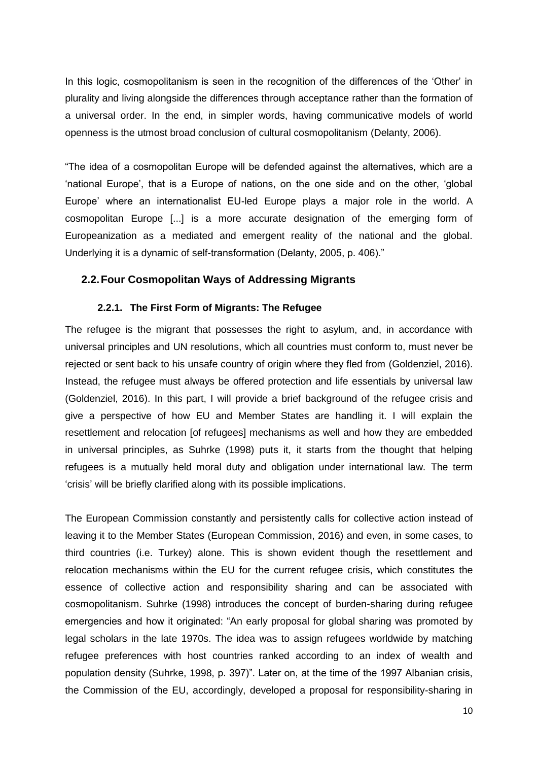In this logic, cosmopolitanism is seen in the recognition of the differences of the 'Other' in plurality and living alongside the differences through acceptance rather than the formation of a universal order. In the end, in simpler words, having communicative models of world openness is the utmost broad conclusion of cultural cosmopolitanism (Delanty, 2006).

"The idea of a cosmopolitan Europe will be defended against the alternatives, which are a 'national Europe', that is a Europe of nations, on the one side and on the other, 'global Europe' where an internationalist EU-led Europe plays a major role in the world. A cosmopolitan Europe [...] is a more accurate designation of the emerging form of Europeanization as a mediated and emergent reality of the national and the global. Underlying it is a dynamic of self-transformation (Delanty, 2005, p. 406)."

## 2.2. Four Cosmopolitan Ways of Addressing Migrants

### 2.2.1. The First Form of Migrants: The Refugee

The refugee is the migrant that possesses the right to asylum, and, in accordance with universal principles and UN resolutions, which all countries must conform to, must never be rejected or sent back to his unsafe country of origin where they fled from (Goldenziel, 2016). Instead, the refugee must always be offered protection and life essentials by universal law (Goldenziel, 2016). In this part, I will provide a brief background of the refugee crisis and give a perspective of how EU and Member States are handling it. I will explain the resettlement and relocation [of refugees] mechanisms as well and how they are embedded in universal principles, as Suhrke (1998) puts it, it starts from the thought that helping refugees is a mutually held moral duty and obligation under international law. The term 'crisis' will be briefly clarified along with its possible implications.

The European Commission constantly and persistently calls for collective action instead of leaving it to the Member States (European Commission, 2016) and even, in some cases, to third countries (i.e. Turkey) alone. This is shown evident though the resettlement and relocation mechanisms within the EU for the current refugee crisis, which constitutes the essence of collective action and responsibility sharing and can be associated with cosmopolitanism. Suhrke (1998) introduces the concept of burden-sharing during refugee emergencies and how it originated: "An early proposal for global sharing was promoted by legal scholars in the late 1970s. The idea was to assign refugees worldwide by matching refugee preferences with host countries ranked according to an index of wealth and population density (Suhrke, 1998, p. 397)". Later on, at the time of the 1997 Albanian crisis, the Commission of the EU, accordingly, developed a proposal for responsibility-sharing in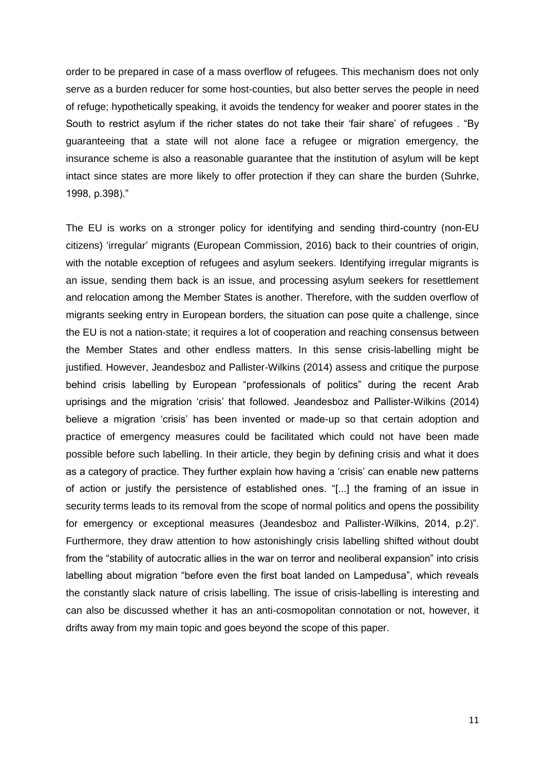order to be prepared in case of a mass overflow of refugees. This mechanism does not only serve as a burden reducer for some host-counties, but also better serves the people in need of refuge; hypothetically speaking, it avoids the tendency for weaker and poorer states in the South to restrict asylum if the richer states do not take their 'fair share' of refugees . "By guaranteeing that a state will not alone face a refugee or migration emergency, the insurance scheme is also a reasonable guarantee that the institution of asylum will be kept intact since states are more likely to offer protection if they can share the burden (Suhrke, 1998, p.398)."

The EU is works on a stronger policy for identifying and sending third-country (non-EU citizens) 'irregular' migrants (European Commission, 2016) back to their countries of origin, with the notable exception of refugees and asylum seekers. Identifying irregular migrants is an issue, sending them back is an issue, and processing asylum seekers for resettlement and relocation among the Member States is another. Therefore, with the sudden overflow of migrants seeking entry in European borders, the situation can pose quite a challenge, since the EU is not a nation-state; it requires a lot of cooperation and reaching consensus between the Member States and other endless matters. In this sense crisis-labelling might be justified. However, Jeandesboz and Pallister-Wilkins (2014) assess and critique the purpose behind crisis labelling by European "professionals of politics" during the recent Arab uprisings and the migration 'crisis' that followed. Jeandesboz and Pallister-Wilkins (2014) believe a migration 'crisis' has been invented or made-up so that certain adoption and practice of emergency measures could be facilitated which could not have been made possible before such labelling. In their article, they begin by defining crisis and what it does as a category of practice. They further explain how having a 'crisis' can enable new patterns of action or justify the persistence of established ones. "[...] the framing of an issue in security terms leads to its removal from the scope of normal politics and opens the possibility for emergency or exceptional measures (Jeandesboz and Pallister-Wilkins, 2014, p.2)". Furthermore, they draw attention to how astonishingly crisis labelling shifted without doubt from the "stability of autocratic allies in the war on terror and neoliberal expansion" into crisis labelling about migration "before even the first boat landed on Lampedusa", which reveals the constantly slack nature of crisis labelling. The issue of crisis-labelling is interesting and can also be discussed whether it has an anti-cosmopolitan connotation or not, however, it drifts away from my main topic and goes beyond the scope of this paper.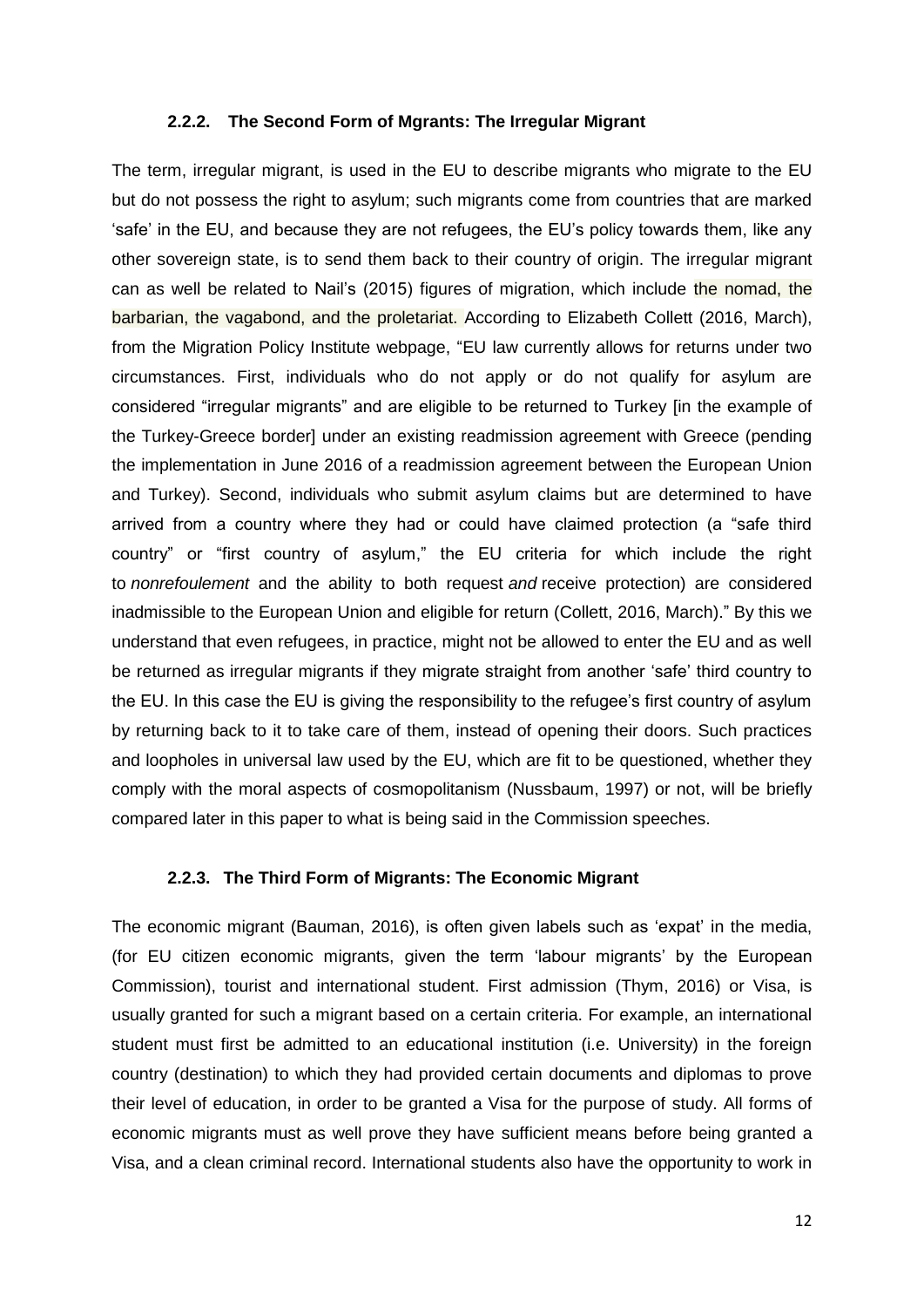### 2.2.2. The Second Form of Mgrants: The Irregular Migrant

The term, irregular migrant, is used in the EU to describe migrants who migrate to the EU but do not possess the right to asylum; such migrants come from countries that are marked 'safe' in the EU, and because they are not refugees, the EU's policy towards them, like any other sovereign state, is to send them back to their country of origin. The irregular migrant can as well be related to Nail's (2015) figures of migration, which include the nomad, the barbarian, the vagabond, and the proletariat. According to Elizabeth Collett (2016, March), from the Migration Policy Institute webpage, "EU law currently allows for returns under two circumstances. First, individuals who do not apply or do not qualify for asylum are considered "irregular migrants" and are eligible to be returned to Turkey [in the example of the Turkey-Greece border] under an existing readmission agreement with Greece (pending the implementation in June 2016 of a readmission agreement between the European Union and Turkey). Second, individuals who submit asylum claims but are determined to have arrived from a country where they had or could have claimed protection (a "safe third country" or "first country of asylum," the EU criteria for which include the right to *nonrefoulement* and the ability to both request *and* receive protection) are considered inadmissible to the European Union and eligible for return (Collett, 2016, March)." By this we understand that even refugees, in practice, might not be allowed to enter the EU and as well be returned as irregular migrants if they migrate straight from another 'safe' third country to the EU. In this case the EU is giving the responsibility to the refugee's first country of asylum by returning back to it to take care of them, instead of opening their doors. Such practices and loopholes in universal law used by the EU, which are fit to be questioned, whether they comply with the moral aspects of cosmopolitanism (Nussbaum, 1997) or not, will be briefly compared later in this paper to what is being said in the Commission speeches.

### 2.2.3. The Third Form of Migrants: The Economic Migrant

The economic migrant (Bauman, 2016), is often given labels such as 'expat' in the media, (for EU citizen economic migrants, given the term 'labour migrants' by the European Commission), tourist and international student. First admission (Thym, 2016) or Visa, is usually granted for such a migrant based on a certain criteria. For example, an international student must first be admitted to an educational institution (i.e. University) in the foreign country (destination) to which they had provided certain documents and diplomas to prove their level of education, in order to be granted a Visa for the purpose of study. All forms of economic migrants must as well prove they have sufficient means before being granted a Visa, and a clean criminal record. International students also have the opportunity to work in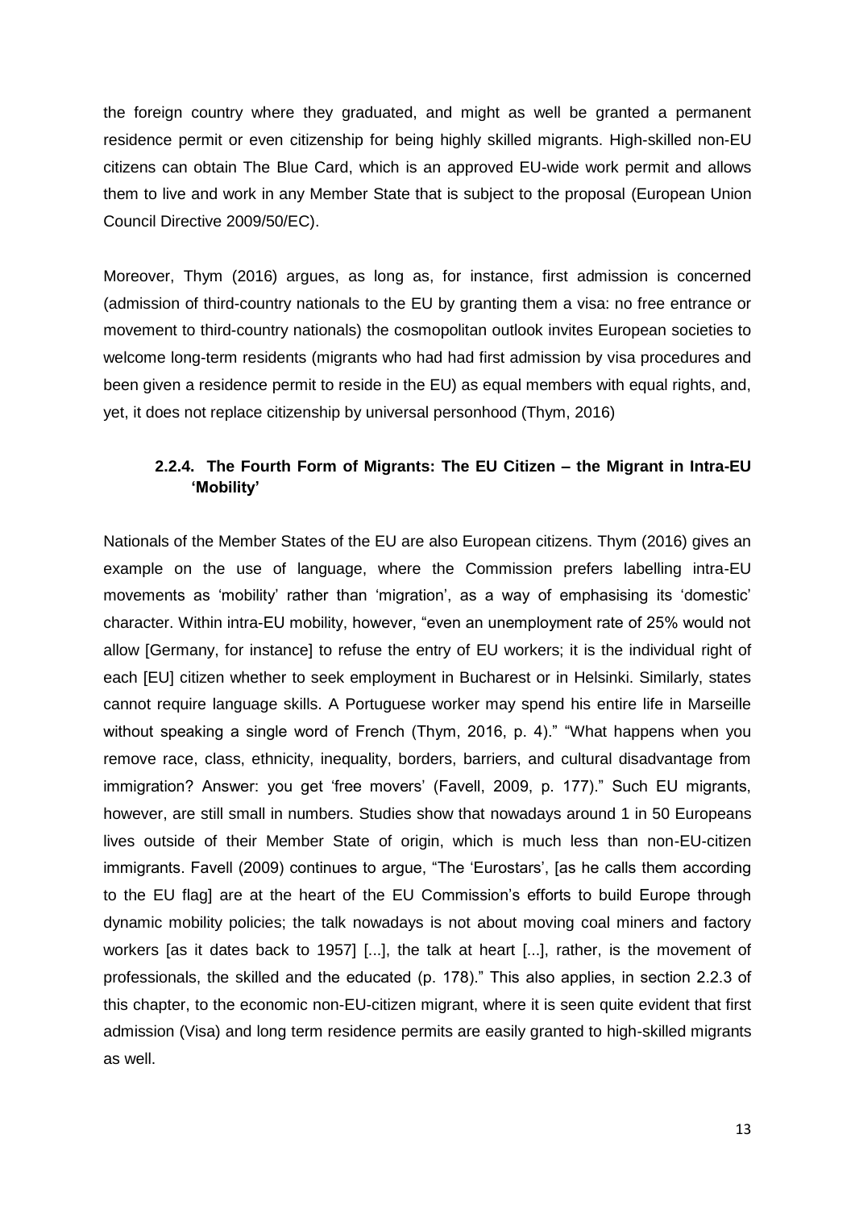the foreign country where they graduated, and might as well be granted a permanent residence permit or even citizenship for being highly skilled migrants. High-skilled non-EU citizens can obtain The Blue Card, which is an approved EU-wide work permit and allows them to live and work in any Member State that is subject to the proposal (European Union Council Directive 2009/50/EC).

Moreover, Thym (2016) argues, as long as, for instance, first admission is concerned (admission of third-country nationals to the EU by granting them a visa: no free entrance or movement to third-country nationals) the cosmopolitan outlook invites European societies to welcome long-term residents (migrants who had had first admission by visa procedures and been given a residence permit to reside in the EU) as equal members with equal rights, and, yet, it does not replace citizenship by universal personhood (Thym, 2016)

#### 2.2.4. The Fourth Form of Migrants: The EU Citizen – the Migrant in Intra-EU 'Mobility'

Nationals of the Member States of the EU are also European citizens. Thym (2016) gives an example on the use of language, where the Commission prefers labelling intra-EU movements as 'mobility' rather than 'migration', as a way of emphasising its 'domestic' character. Within intra-EU mobility, however, "even an unemployment rate of 25% would not allow [Germany, for instance] to refuse the entry of EU workers; it is the individual right of each [EU] citizen whether to seek employment in Bucharest or in Helsinki. Similarly, states cannot require language skills. A Portuguese worker may spend his entire life in Marseille without speaking a single word of French (Thym, 2016, p. 4)." "What happens when you remove race, class, ethnicity, inequality, borders, barriers, and cultural disadvantage from immigration? Answer: you get 'free movers' (Favell, 2009, p. 177)." Such EU migrants, however, are still small in numbers. Studies show that nowadays around 1 in 50 Europeans lives outside of their Member State of origin, which is much less than non-EU-citizen immigrants. Favell (2009) continues to argue, "The 'Eurostars', [as he calls them according to the EU flag] are at the heart of the EU Commission's efforts to build Europe through dynamic mobility policies; the talk nowadays is not about moving coal miners and factory workers [as it dates back to 1957] [...], the talk at heart [...], rather, is the movement of professionals, the skilled and the educated (p. 178)." This also applies, in section 2.2.3 of this chapter, to the economic non-EU-citizen migrant, where it is seen quite evident that first admission (Visa) and long term residence permits are easily granted to high-skilled migrants as well.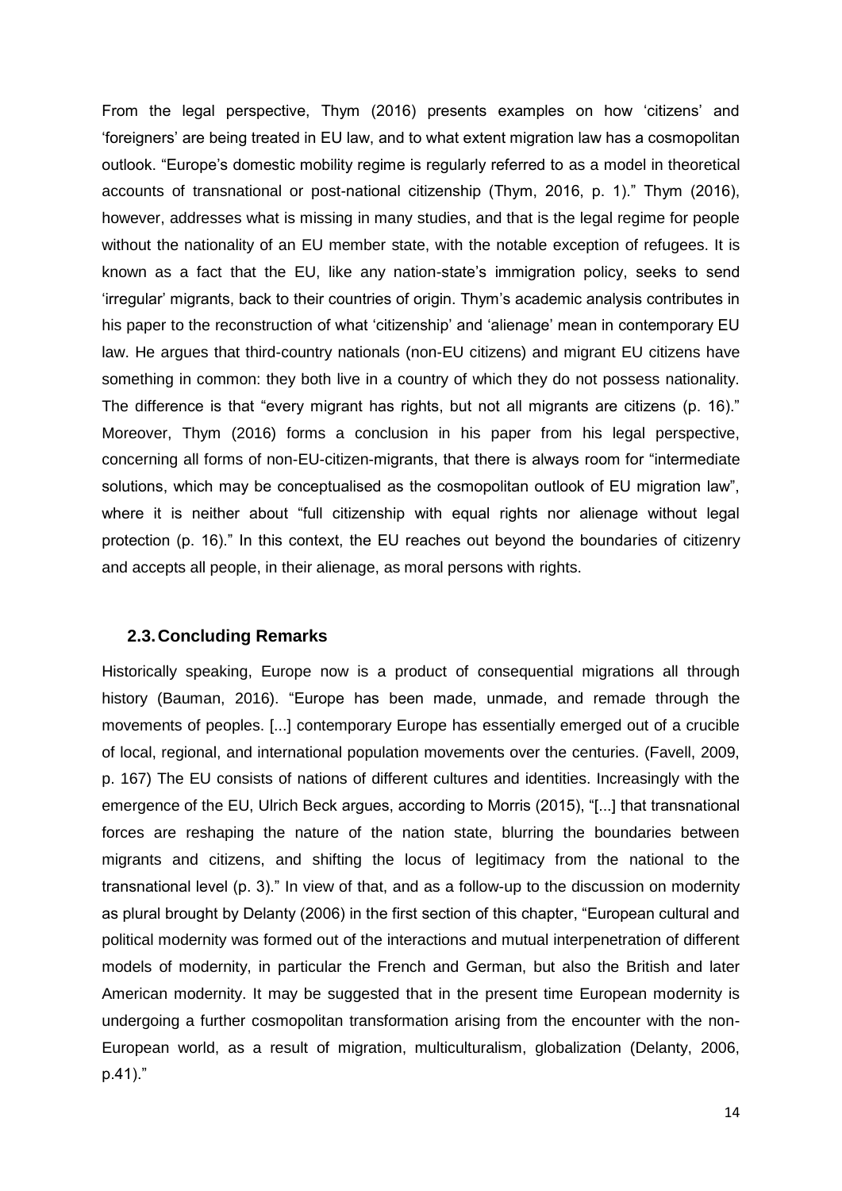From the legal perspective, Thym (2016) presents examples on how 'citizens' and 'foreigners' are being treated in EU law, and to what extent migration law has a cosmopolitan outlook. "Europe's domestic mobility regime is regularly referred to as a model in theoretical accounts of transnational or post-national citizenship (Thym, 2016, p. 1)." Thym (2016), however, addresses what is missing in many studies, and that is the legal regime for people without the nationality of an EU member state, with the notable exception of refugees. It is known as a fact that the EU, like any nation-state's immigration policy, seeks to send 'irregular' migrants, back to their countries of origin. Thym's academic analysis contributes in his paper to the reconstruction of what 'citizenship' and 'alienage' mean in contemporary EU law. He argues that third-country nationals (non-EU citizens) and migrant EU citizens have something in common: they both live in a country of which they do not possess nationality. The difference is that "every migrant has rights, but not all migrants are citizens (p. 16)." Moreover, Thym (2016) forms a conclusion in his paper from his legal perspective, concerning all forms of non-EU-citizen-migrants, that there is always room for "intermediate solutions, which may be conceptualised as the cosmopolitan outlook of EU migration law", where it is neither about "full citizenship with equal rights nor alienage without legal protection (p. 16)." In this context, the EU reaches out beyond the boundaries of citizenry and accepts all people, in their alienage, as moral persons with rights.

## 2.3. Concluding Remarks

Historically speaking, Europe now is a product of consequential migrations all through history (Bauman, 2016). "Europe has been made, unmade, and remade through the movements of peoples. [...] contemporary Europe has essentially emerged out of a crucible of local, regional, and international population movements over the centuries. (Favell, 2009, p. 167) The EU consists of nations of different cultures and identities. Increasingly with the emergence of the EU, Ulrich Beck argues, according to Morris (2015), "[...] that transnational forces are reshaping the nature of the nation state, blurring the boundaries between migrants and citizens, and shifting the locus of legitimacy from the national to the transnational level (p. 3)." In view of that, and as a follow-up to the discussion on modernity as plural brought by Delanty (2006) in the first section of this chapter, "European cultural and political modernity was formed out of the interactions and mutual interpenetration of different models of modernity, in particular the French and German, but also the British and later American modernity. It may be suggested that in the present time European modernity is undergoing a further cosmopolitan transformation arising from the encounter with the non-European world, as a result of migration, multiculturalism, globalization (Delanty, 2006, p.41)."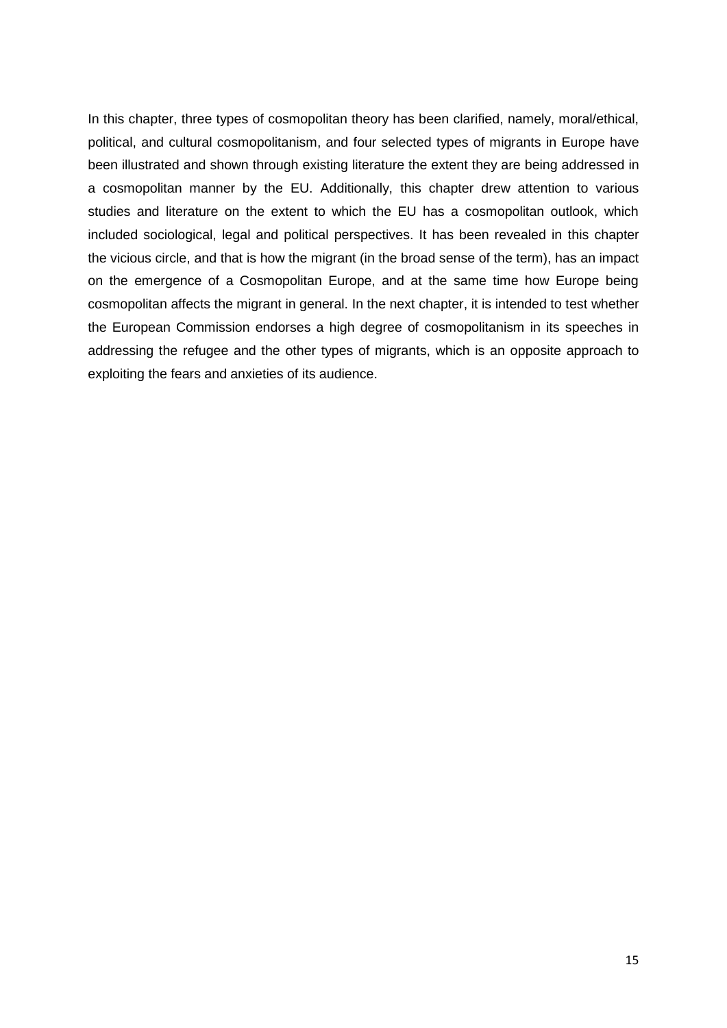In this chapter, three types of cosmopolitan theory has been clarified, namely, moral/ethical, political, and cultural cosmopolitanism, and four selected types of migrants in Europe have been illustrated and shown through existing literature the extent they are being addressed in a cosmopolitan manner by the EU. Additionally, this chapter drew attention to various studies and literature on the extent to which the EU has a cosmopolitan outlook, which included sociological, legal and political perspectives. It has been revealed in this chapter the vicious circle, and that is how the migrant (in the broad sense of the term), has an impact on the emergence of a Cosmopolitan Europe, and at the same time how Europe being cosmopolitan affects the migrant in general. In the next chapter, it is intended to test whether the European Commission endorses a high degree of cosmopolitanism in its speeches in addressing the refugee and the other types of migrants, which is an opposite approach to exploiting the fears and anxieties of its audience.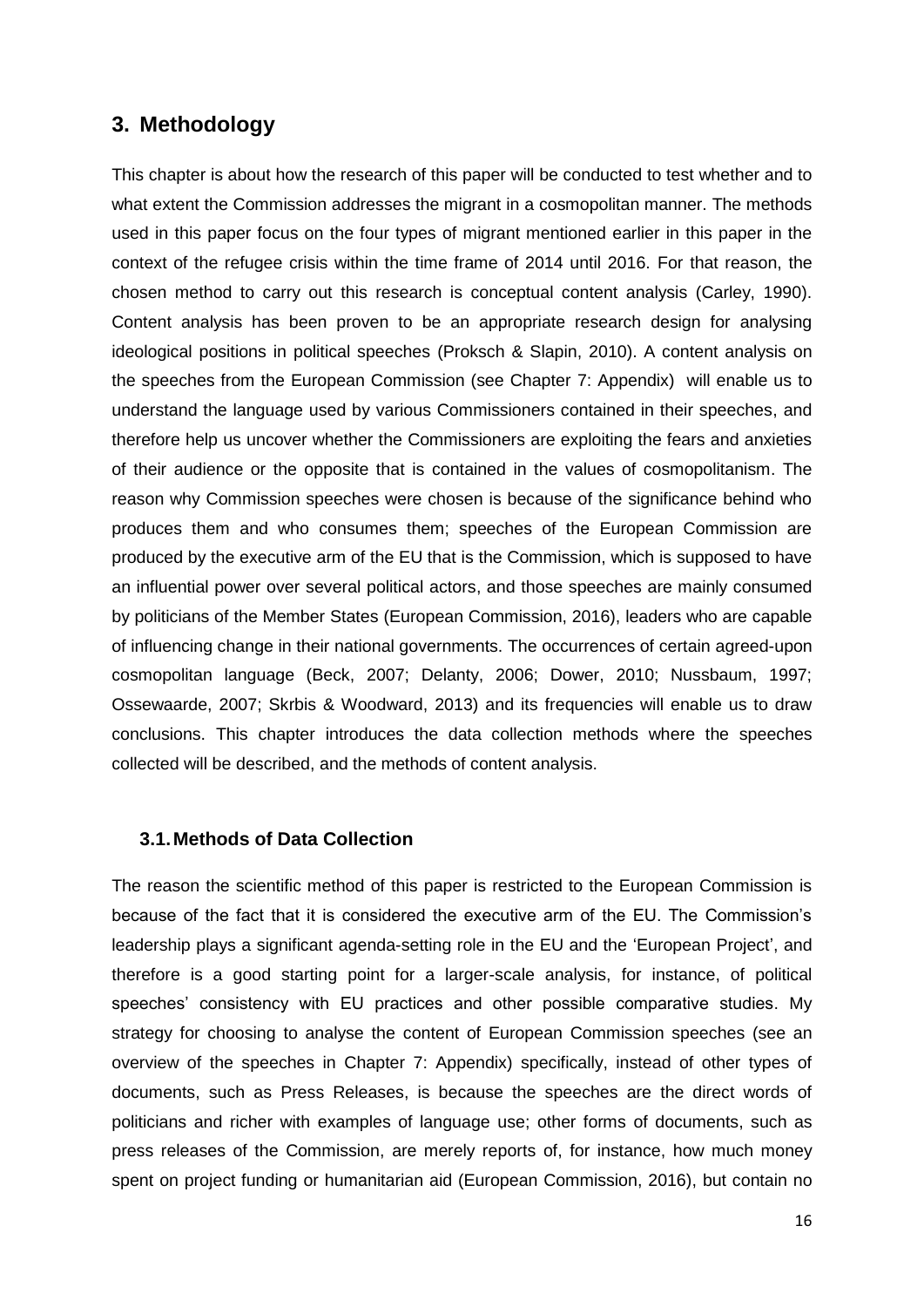## 3. Methodology

This chapter is about how the research of this paper will be conducted to test whether and to what extent the Commission addresses the migrant in a cosmopolitan manner. The methods used in this paper focus on the four types of migrant mentioned earlier in this paper in the context of the refugee crisis within the time frame of 2014 until 2016. For that reason, the chosen method to carry out this research is conceptual content analysis (Carley, 1990). Content analysis has been proven to be an appropriate research design for analysing ideological positions in political speeches (Proksch & Slapin, 2010). A content analysis on the speeches from the European Commission (see Chapter 7: Appendix) will enable us to understand the language used by various Commissioners contained in their speeches, and therefore help us uncover whether the Commissioners are exploiting the fears and anxieties of their audience or the opposite that is contained in the values of cosmopolitanism. The reason why Commission speeches were chosen is because of the significance behind who produces them and who consumes them; speeches of the European Commission are produced by the executive arm of the EU that is the Commission, which is supposed to have an influential power over several political actors, and those speeches are mainly consumed by politicians of the Member States (European Commission, 2016), leaders who are capable of influencing change in their national governments. The occurrences of certain agreed-upon cosmopolitan language (Beck, 2007; Delanty, 2006; Dower, 2010; Nussbaum, 1997; Ossewaarde, 2007; Skrbis & Woodward, 2013) and its frequencies will enable us to draw conclusions. This chapter introduces the data collection methods where the speeches collected will be described, and the methods of content analysis.

### 3.1. Methods of Data Collection

The reason the scientific method of this paper is restricted to the European Commission is because of the fact that it is considered the executive arm of the EU. The Commission's leadership plays a significant agenda-setting role in the EU and the 'European Project', and therefore is a good starting point for a larger-scale analysis, for instance, of political speeches' consistency with EU practices and other possible comparative studies. My strategy for choosing to analyse the content of European Commission speeches (see an overview of the speeches in Chapter 7: Appendix) specifically, instead of other types of documents, such as Press Releases, is because the speeches are the direct words of politicians and richer with examples of language use; other forms of documents, such as press releases of the Commission, are merely reports of, for instance, how much money spent on project funding or humanitarian aid (European Commission, 2016), but contain no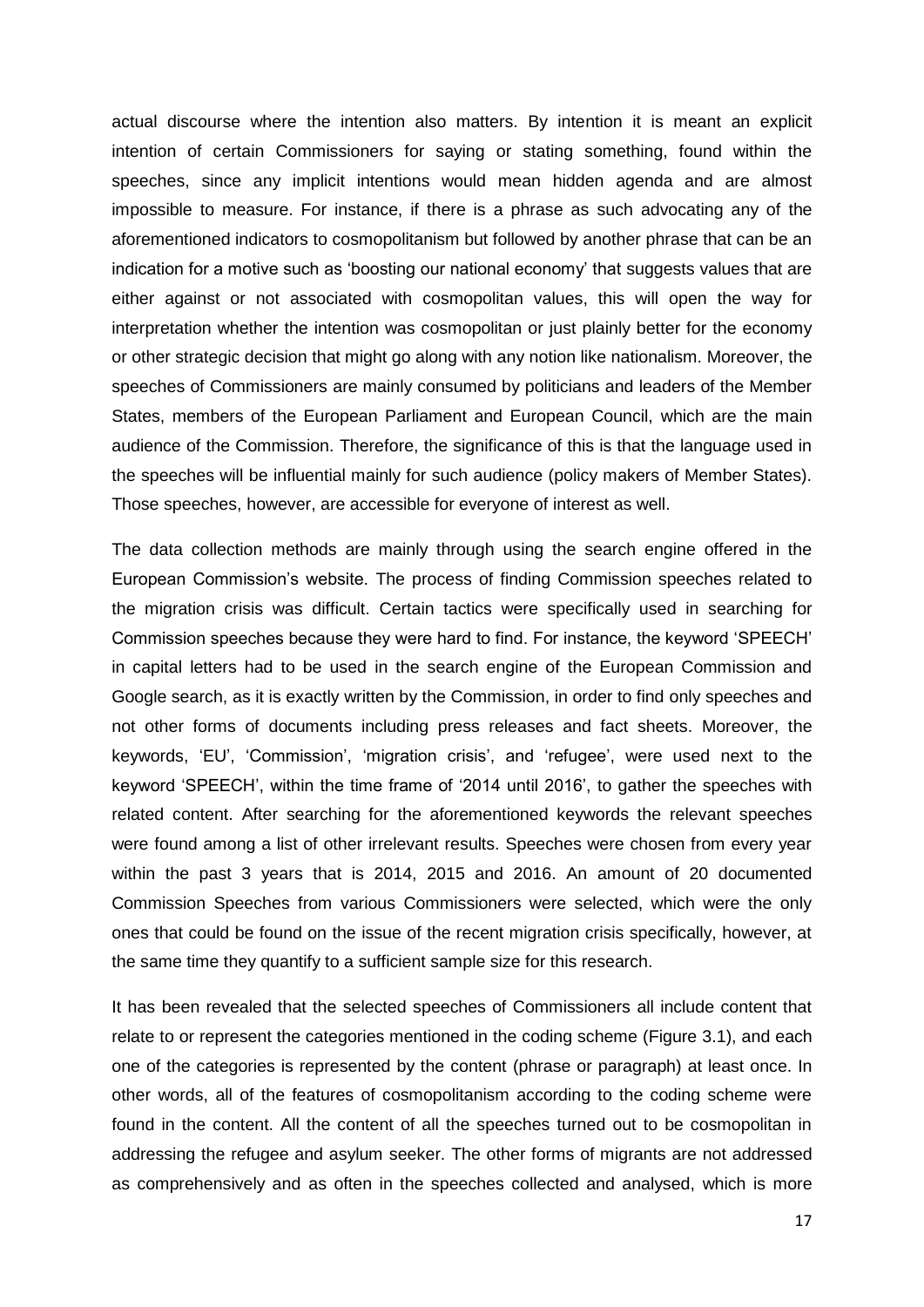actual discourse where the intention also matters. By intention it is meant an explicit intention of certain Commissioners for saying or stating something, found within the speeches, since any implicit intentions would mean hidden agenda and are almost impossible to measure. For instance, if there is a phrase as such advocating any of the aforementioned indicators to cosmopolitanism but followed by another phrase that can be an indication for a motive such as 'boosting our national economy' that suggests values that are either against or not associated with cosmopolitan values, this will open the way for interpretation whether the intention was cosmopolitan or just plainly better for the economy or other strategic decision that might go along with any notion like nationalism. Moreover, the speeches of Commissioners are mainly consumed by politicians and leaders of the Member States, members of the European Parliament and European Council, which are the main audience of the Commission. Therefore, the significance of this is that the language used in the speeches will be influential mainly for such audience (policy makers of Member States). Those speeches, however, are accessible for everyone of interest as well.

The data collection methods are mainly through using the search engine offered in the European Commission's website. The process of finding Commission speeches related to the migration crisis was difficult. Certain tactics were specifically used in searching for Commission speeches because they were hard to find. For instance, the keyword 'SPEECH' in capital letters had to be used in the search engine of the European Commission and Google search, as it is exactly written by the Commission, in order to find only speeches and not other forms of documents including press releases and fact sheets. Moreover, the keywords, 'EU', 'Commission', 'migration crisis', and 'refugee', were used next to the keyword 'SPEECH', within the time frame of '2014 until 2016', to gather the speeches with related content. After searching for the aforementioned keywords the relevant speeches were found among a list of other irrelevant results. Speeches were chosen from every year within the past 3 years that is 2014, 2015 and 2016. An amount of 20 documented Commission Speeches from various Commissioners were selected, which were the only ones that could be found on the issue of the recent migration crisis specifically, however, at the same time they quantify to a sufficient sample size for this research.

It has been revealed that the selected speeches of Commissioners all include content that relate to or represent the categories mentioned in the coding scheme (Figure 3.1), and each one of the categories is represented by the content (phrase or paragraph) at least once. In other words, all of the features of cosmopolitanism according to the coding scheme were found in the content. All the content of all the speeches turned out to be cosmopolitan in addressing the refugee and asylum seeker. The other forms of migrants are not addressed as comprehensively and as often in the speeches collected and analysed, which is more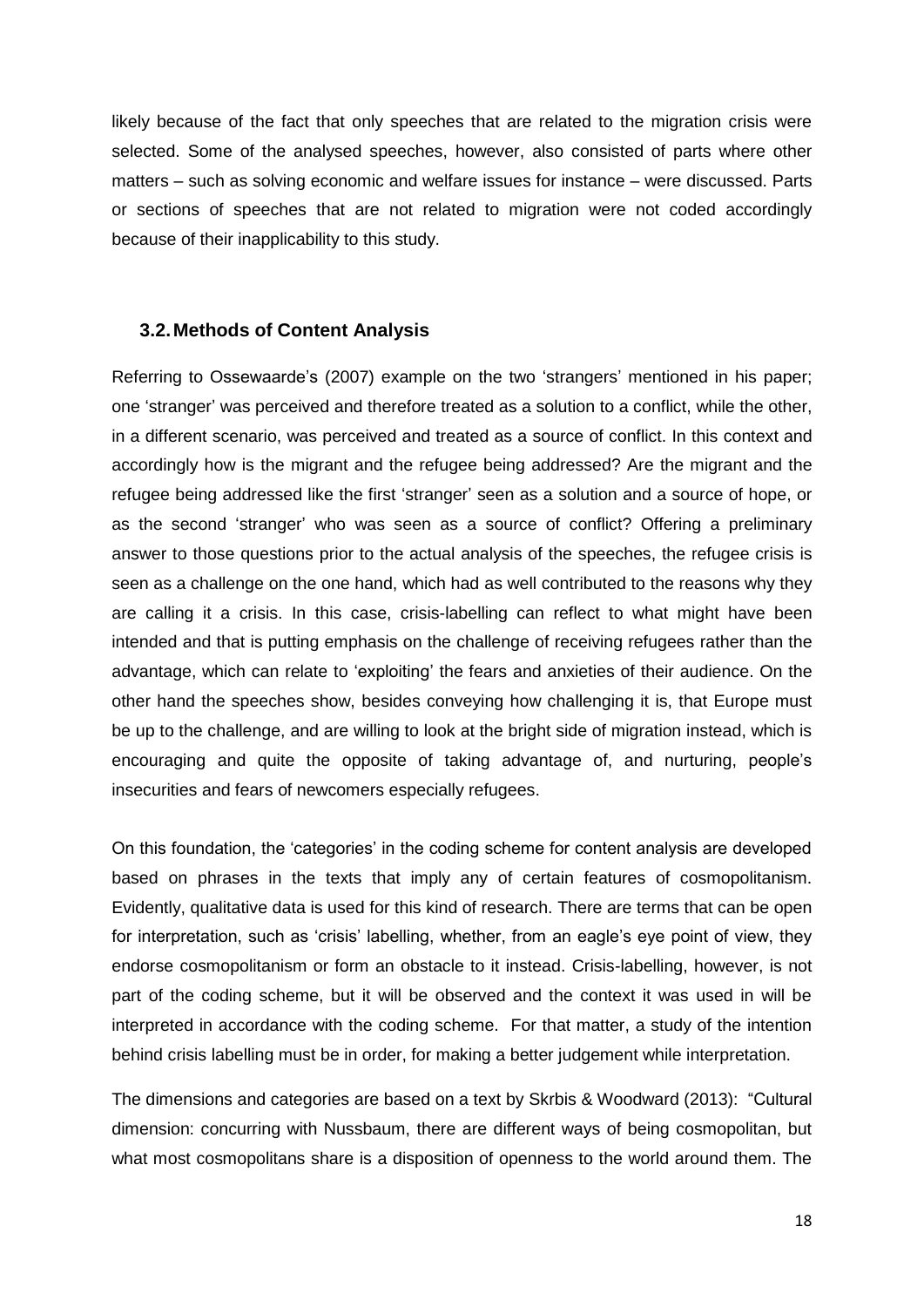likely because of the fact that only speeches that are related to the migration crisis were selected. Some of the analysed speeches, however, also consisted of parts where other matters – such as solving economic and welfare issues for instance – were discussed. Parts or sections of speeches that are not related to migration were not coded accordingly because of their inapplicability to this study.

### 3.2. Methods of Content Analysis

Referring to Ossewaarde's (2007) example on the two 'strangers' mentioned in his paper; one 'stranger' was perceived and therefore treated as a solution to a conflict, while the other, in a different scenario, was perceived and treated as a source of conflict. In this context and accordingly how is the migrant and the refugee being addressed? Are the migrant and the refugee being addressed like the first 'stranger' seen as a solution and a source of hope, or as the second 'stranger' who was seen as a source of conflict? Offering a preliminary answer to those questions prior to the actual analysis of the speeches, the refugee crisis is seen as a challenge on the one hand, which had as well contributed to the reasons why they are calling it a crisis. In this case, crisis-labelling can reflect to what might have been intended and that is putting emphasis on the challenge of receiving refugees rather than the advantage, which can relate to 'exploiting' the fears and anxieties of their audience. On the other hand the speeches show, besides conveying how challenging it is, that Europe must be up to the challenge, and are willing to look at the bright side of migration instead, which is encouraging and quite the opposite of taking advantage of, and nurturing, people's insecurities and fears of newcomers especially refugees.

On this foundation, the 'categories' in the coding scheme for content analysis are developed based on phrases in the texts that imply any of certain features of cosmopolitanism. Evidently, qualitative data is used for this kind of research. There are terms that can be open for interpretation, such as 'crisis' labelling, whether, from an eagle's eye point of view, they endorse cosmopolitanism or form an obstacle to it instead. Crisis-labelling, however, is not part of the coding scheme, but it will be observed and the context it was used in will be interpreted in accordance with the coding scheme. For that matter, a study of the intention behind crisis labelling must be in order, for making a better judgement while interpretation.

The dimensions and categories are based on a text by Skrbis & Woodward (2013): "Cultural dimension: concurring with Nussbaum, there are different ways of being cosmopolitan, but what most cosmopolitans share is a disposition of openness to the world around them. The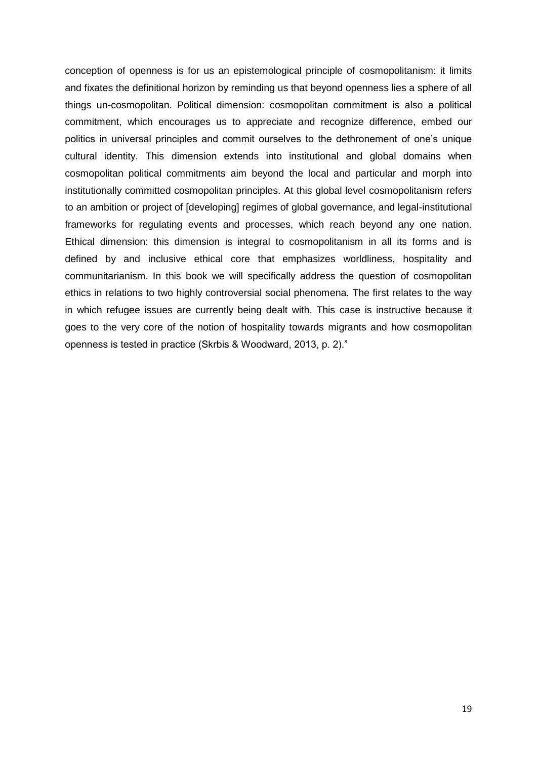conception of openness is for us an epistemological principle of cosmopolitanism: it limits and fixates the definitional horizon by reminding us that beyond openness lies a sphere of all things un-cosmopolitan. Political dimension: cosmopolitan commitment is also a political commitment, which encourages us to appreciate and recognize difference, embed our politics in universal principles and commit ourselves to the dethronement of one's unique cultural identity. This dimension extends into institutional and global domains when cosmopolitan political commitments aim beyond the local and particular and morph into institutionally committed cosmopolitan principles. At this global level cosmopolitanism refers to an ambition or project of [developing] regimes of global governance, and legal-institutional frameworks for regulating events and processes, which reach beyond any one nation. Ethical dimension: this dimension is integral to cosmopolitanism in all its forms and is defined by and inclusive ethical core that emphasizes worldliness, hospitality and communitarianism. In this book we will specifically address the question of cosmopolitan ethics in relations to two highly controversial social phenomena. The first relates to the way in which refugee issues are currently being dealt with. This case is instructive because it goes to the very core of the notion of hospitality towards migrants and how cosmopolitan openness is tested in practice (Skrbis & Woodward, 2013, p. 2)."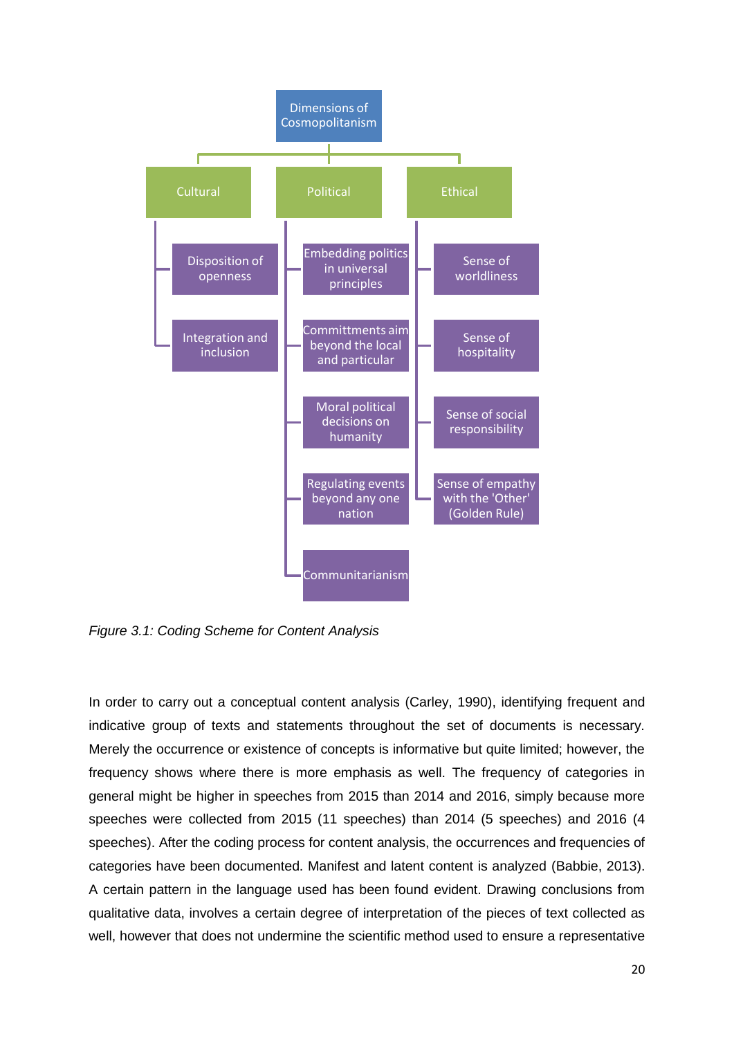Dimensions of Cosmopolitanism

- Cultural
  - Disposition of openness
  - Integration and inclusion
- Political
  - Embedding politics in universal principles
  - Committments aim beyond the local and particular
  - Moral political decisions on humanity
  - Regulating events beyond any one nation
  - Communitarianism
- Ethical
  - Sense of worldliness
  - Sense of hospitality
  - Sense of social responsibility
  - Sense of empathy with the 'Other' (Golden Rule)

*Figure 3.1: Coding Scheme for Content Analysis*

In order to carry out a conceptual content analysis (Carley, 1990), identifying frequent and indicative group of texts and statements throughout the set of documents is necessary. Merely the occurrence or existence of concepts is informative but quite limited; however, the frequency shows where there is more emphasis as well. The frequency of categories in general might be higher in speeches from 2015 than 2014 and 2016, simply because more speeches were collected from 2015 (11 speeches) than 2014 (5 speeches) and 2016 (4 speeches). After the coding process for content analysis, the occurrences and frequencies of categories have been documented. Manifest and latent content is analyzed (Babbie, 2013). A certain pattern in the language used has been found evident. Drawing conclusions from qualitative data, involves a certain degree of interpretation of the pieces of text collected as well, however that does not undermine the scientific method used to ensure a representative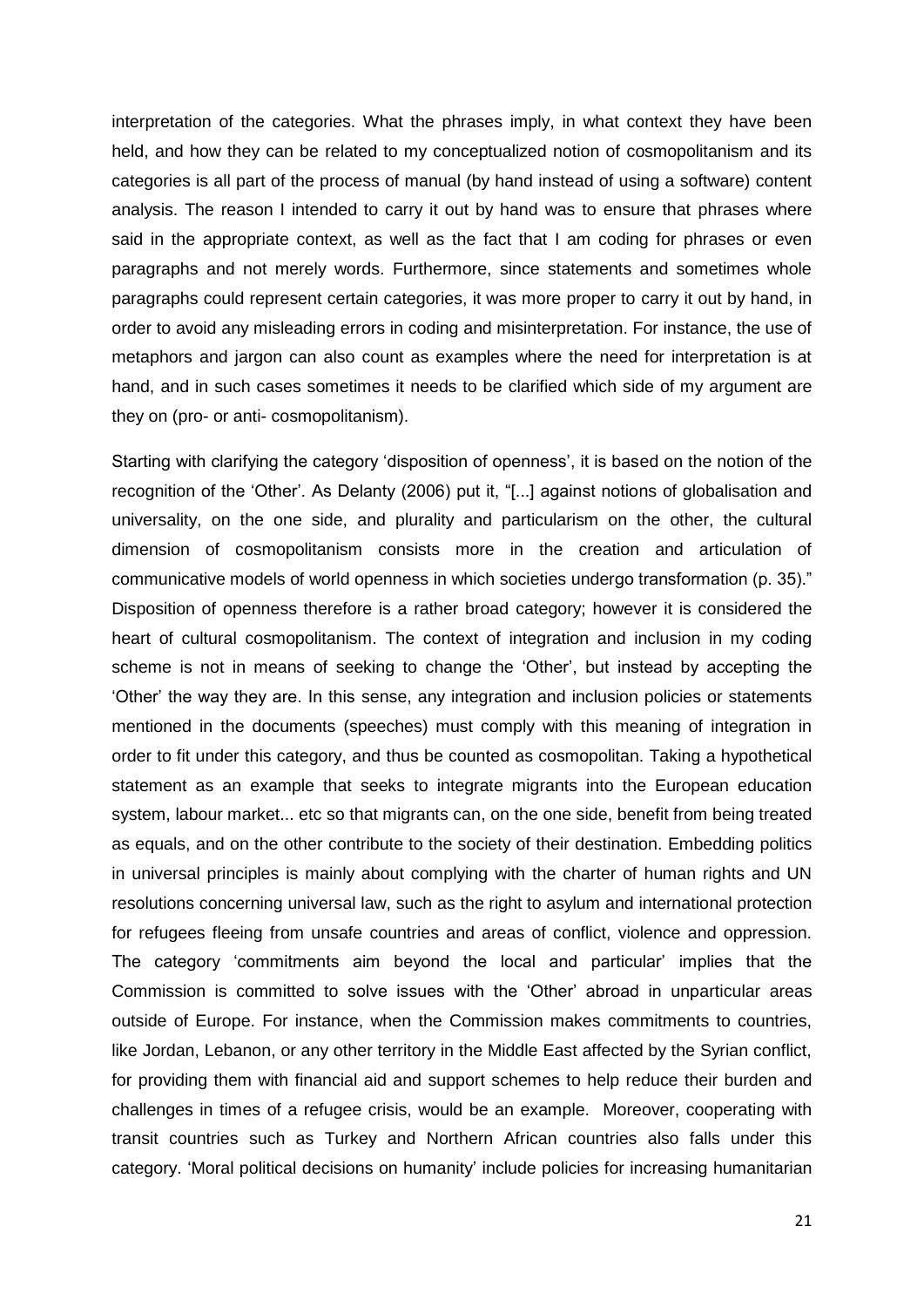interpretation of the categories. What the phrases imply, in what context they have been held, and how they can be related to my conceptualized notion of cosmopolitanism and its categories is all part of the process of manual (by hand instead of using a software) content analysis. The reason I intended to carry it out by hand was to ensure that phrases where said in the appropriate context, as well as the fact that I am coding for phrases or even paragraphs and not merely words. Furthermore, since statements and sometimes whole paragraphs could represent certain categories, it was more proper to carry it out by hand, in order to avoid any misleading errors in coding and misinterpretation. For instance, the use of metaphors and jargon can also count as examples where the need for interpretation is at hand, and in such cases sometimes it needs to be clarified which side of my argument are they on (pro- or anti- cosmopolitanism).

Starting with clarifying the category 'disposition of openness', it is based on the notion of the recognition of the 'Other'. As Delanty (2006) put it, "[...] against notions of globalisation and universality, on the one side, and plurality and particularism on the other, the cultural dimension of cosmopolitanism consists more in the creation and articulation of communicative models of world openness in which societies undergo transformation (p. 35)." Disposition of openness therefore is a rather broad category; however it is considered the heart of cultural cosmopolitanism. The context of integration and inclusion in my coding scheme is not in means of seeking to change the 'Other', but instead by accepting the 'Other' the way they are. In this sense, any integration and inclusion policies or statements mentioned in the documents (speeches) must comply with this meaning of integration in order to fit under this category, and thus be counted as cosmopolitan. Taking a hypothetical statement as an example that seeks to integrate migrants into the European education system, labour market... etc so that migrants can, on the one side, benefit from being treated as equals, and on the other contribute to the society of their destination. Embedding politics in universal principles is mainly about complying with the charter of human rights and UN resolutions concerning universal law, such as the right to asylum and international protection for refugees fleeing from unsafe countries and areas of conflict, violence and oppression. The category 'commitments aim beyond the local and particular' implies that the Commission is committed to solve issues with the 'Other' abroad in unparticular areas outside of Europe. For instance, when the Commission makes commitments to countries, like Jordan, Lebanon, or any other territory in the Middle East affected by the Syrian conflict, for providing them with financial aid and support schemes to help reduce their burden and challenges in times of a refugee crisis, would be an example. Moreover, cooperating with transit countries such as Turkey and Northern African countries also falls under this category. 'Moral political decisions on humanity' include policies for increasing humanitarian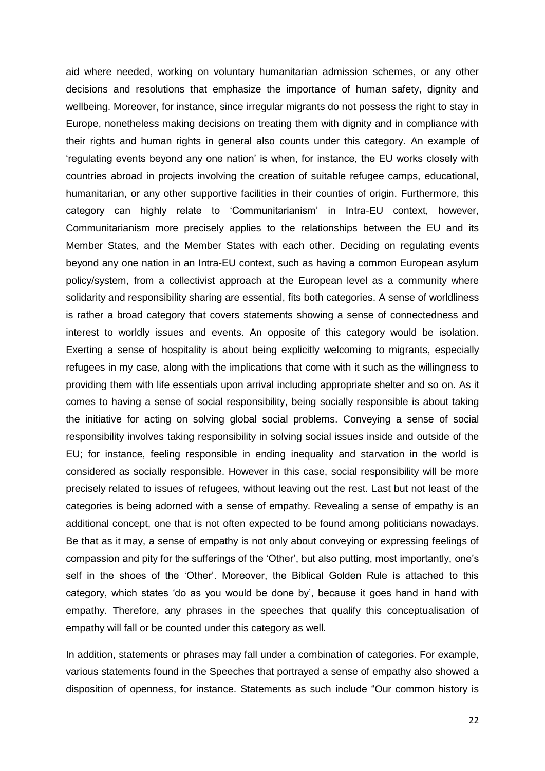aid where needed, working on voluntary humanitarian admission schemes, or any other decisions and resolutions that emphasize the importance of human safety, dignity and wellbeing. Moreover, for instance, since irregular migrants do not possess the right to stay in Europe, nonetheless making decisions on treating them with dignity and in compliance with their rights and human rights in general also counts under this category. An example of 'regulating events beyond any one nation' is when, for instance, the EU works closely with countries abroad in projects involving the creation of suitable refugee camps, educational, humanitarian, or any other supportive facilities in their counties of origin. Furthermore, this category can highly relate to 'Communitarianism' in Intra-EU context, however, Communitarianism more precisely applies to the relationships between the EU and its Member States, and the Member States with each other. Deciding on regulating events beyond any one nation in an Intra-EU context, such as having a common European asylum policy/system, from a collectivist approach at the European level as a community where solidarity and responsibility sharing are essential, fits both categories. A sense of worldliness is rather a broad category that covers statements showing a sense of connectedness and interest to worldly issues and events. An opposite of this category would be isolation. Exerting a sense of hospitality is about being explicitly welcoming to migrants, especially refugees in my case, along with the implications that come with it such as the willingness to providing them with life essentials upon arrival including appropriate shelter and so on. As it comes to having a sense of social responsibility, being socially responsible is about taking the initiative for acting on solving global social problems. Conveying a sense of social responsibility involves taking responsibility in solving social issues inside and outside of the EU; for instance, feeling responsible in ending inequality and starvation in the world is considered as socially responsible. However in this case, social responsibility will be more precisely related to issues of refugees, without leaving out the rest. Last but not least of the categories is being adorned with a sense of empathy. Revealing a sense of empathy is an additional concept, one that is not often expected to be found among politicians nowadays. Be that as it may, a sense of empathy is not only about conveying or expressing feelings of compassion and pity for the sufferings of the 'Other', but also putting, most importantly, one's self in the shoes of the 'Other'. Moreover, the Biblical Golden Rule is attached to this category, which states 'do as you would be done by', because it goes hand in hand with empathy. Therefore, any phrases in the speeches that qualify this conceptualisation of empathy will fall or be counted under this category as well.

In addition, statements or phrases may fall under a combination of categories. For example, various statements found in the Speeches that portrayed a sense of empathy also showed a disposition of openness, for instance. Statements as such include "Our common history is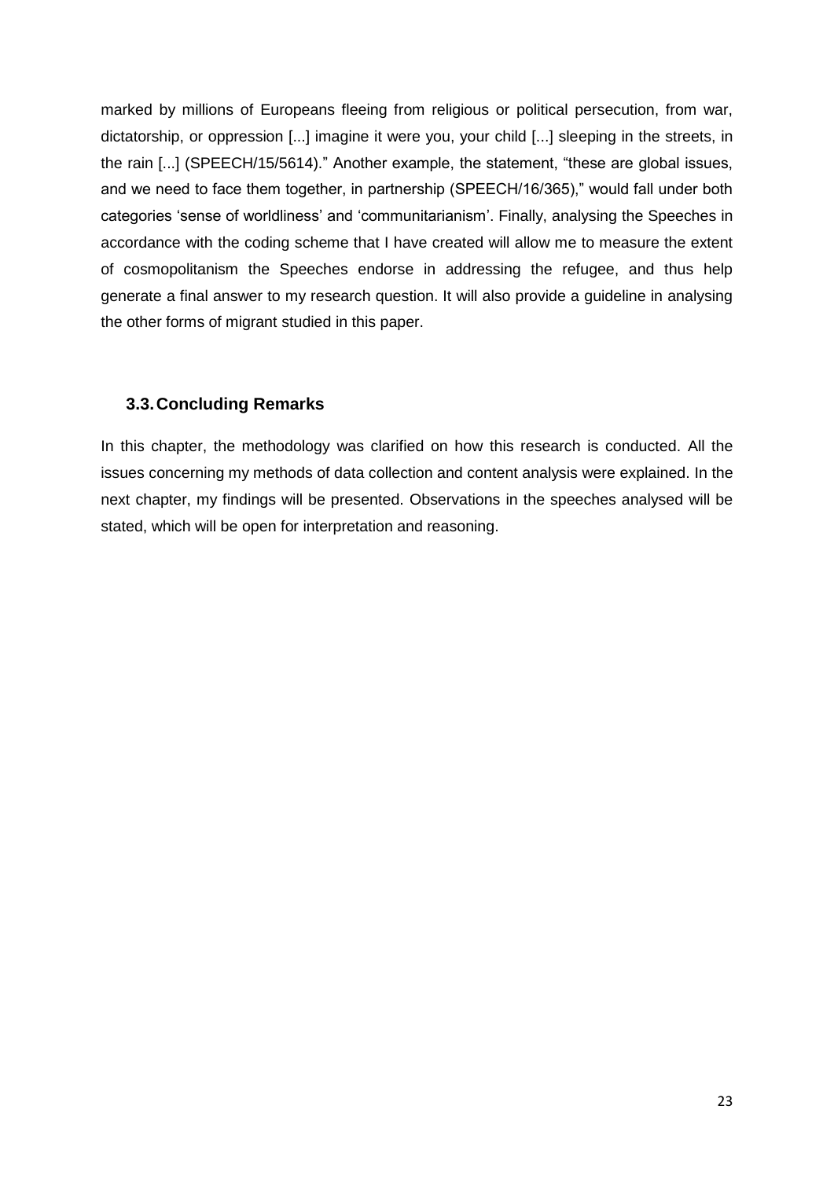marked by millions of Europeans fleeing from religious or political persecution, from war, dictatorship, or oppression [...] imagine it were you, your child [...] sleeping in the streets, in the rain [...] (SPEECH/15/5614)." Another example, the statement, "these are global issues, and we need to face them together, in partnership (SPEECH/16/365)," would fall under both categories 'sense of worldliness' and 'communitarianism'. Finally, analysing the Speeches in accordance with the coding scheme that I have created will allow me to measure the extent of cosmopolitanism the Speeches endorse in addressing the refugee, and thus help generate a final answer to my research question. It will also provide a guideline in analysing the other forms of migrant studied in this paper.

### 3.3. Concluding Remarks

In this chapter, the methodology was clarified on how this research is conducted. All the issues concerning my methods of data collection and content analysis were explained. In the next chapter, my findings will be presented. Observations in the speeches analysed will be stated, which will be open for interpretation and reasoning.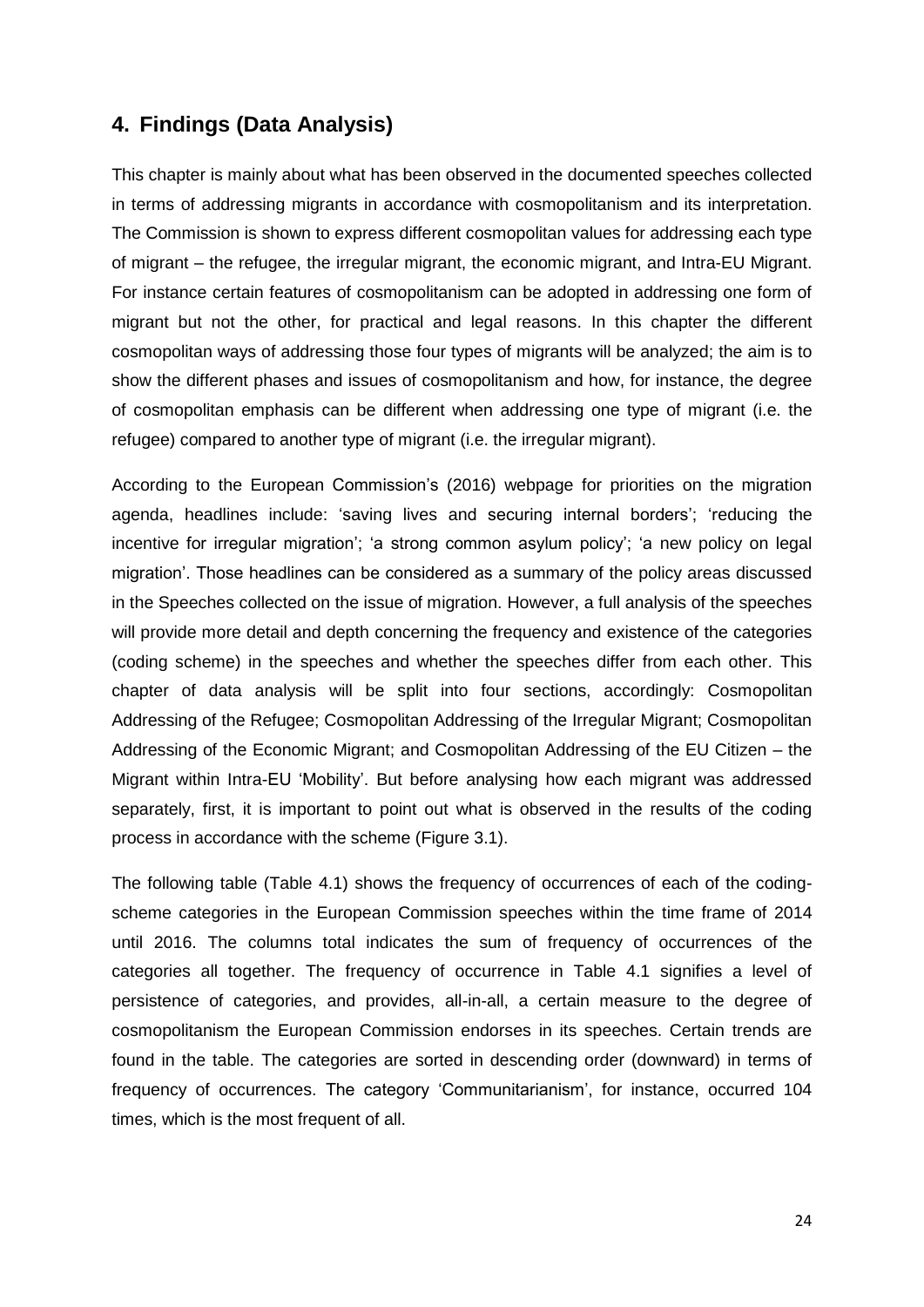## 4. Findings (Data Analysis)

This chapter is mainly about what has been observed in the documented speeches collected in terms of addressing migrants in accordance with cosmopolitanism and its interpretation. The Commission is shown to express different cosmopolitan values for addressing each type of migrant – the refugee, the irregular migrant, the economic migrant, and Intra-EU Migrant. For instance certain features of cosmopolitanism can be adopted in addressing one form of migrant but not the other, for practical and legal reasons. In this chapter the different cosmopolitan ways of addressing those four types of migrants will be analyzed; the aim is to show the different phases and issues of cosmopolitanism and how, for instance, the degree of cosmopolitan emphasis can be different when addressing one type of migrant (i.e. the refugee) compared to another type of migrant (i.e. the irregular migrant).

According to the European Commission's (2016) webpage for priorities on the migration agenda, headlines include: 'saving lives and securing internal borders'; 'reducing the incentive for irregular migration'; 'a strong common asylum policy'; 'a new policy on legal migration'. Those headlines can be considered as a summary of the policy areas discussed in the Speeches collected on the issue of migration. However, a full analysis of the speeches will provide more detail and depth concerning the frequency and existence of the categories (coding scheme) in the speeches and whether the speeches differ from each other. This chapter of data analysis will be split into four sections, accordingly: Cosmopolitan Addressing of the Refugee; Cosmopolitan Addressing of the Irregular Migrant; Cosmopolitan Addressing of the Economic Migrant; and Cosmopolitan Addressing of the EU Citizen – the Migrant within Intra-EU 'Mobility'. But before analysing how each migrant was addressed separately, first, it is important to point out what is observed in the results of the coding process in accordance with the scheme (Figure 3.1).

The following table (Table 4.1) shows the frequency of occurrences of each of the coding-scheme categories in the European Commission speeches within the time frame of 2014 until 2016. The columns total indicates the sum of frequency of occurrences of the categories all together. The frequency of occurrence in Table 4.1 signifies a level of persistence of categories, and provides, all-in-all, a certain measure to the degree of cosmopolitanism the European Commission endorses in its speeches. Certain trends are found in the table. The categories are sorted in descending order (downward) in terms of frequency of occurrences. The category 'Communitarianism', for instance, occurred 104 times, which is the most frequent of all.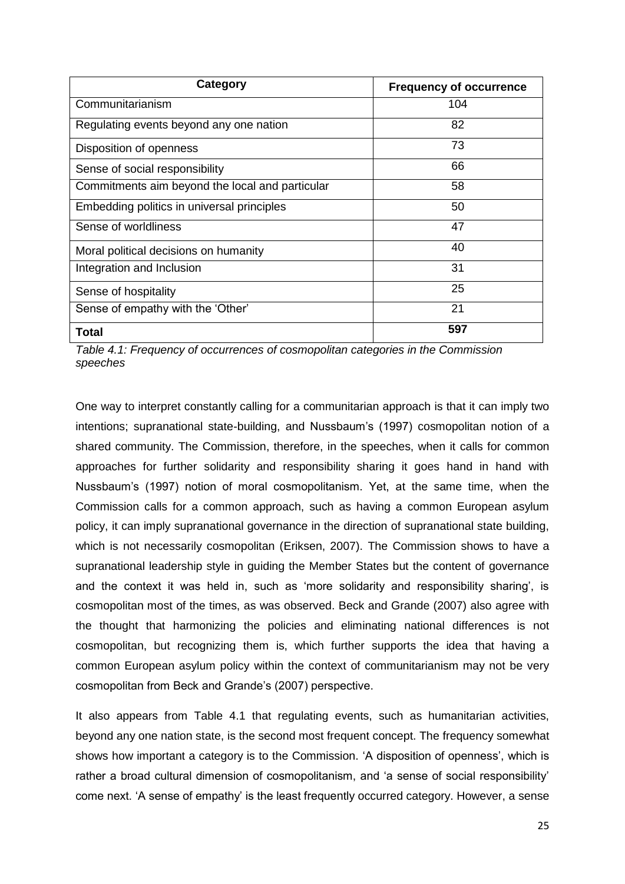| Category | Frequency of occurrence |
|---|---|
| Communitarianism | 104 |
| Regulating events beyond any one nation | 82 |
| Disposition of openness | 73 |
| Sense of social responsibility | 66 |
| Commitments aim beyond the local and particular | 58 |
| Embedding politics in universal principles | 50 |
| Sense of worldliness | 47 |
| Moral political decisions on humanity | 40 |
| Integration and Inclusion | 31 |
| Sense of hospitality | 25 |
| Sense of empathy with the 'Other' | 21 |
| **Total** | **597** |

*Table 4.1: Frequency of occurrences of cosmopolitan categories in the Commission speeches*

One way to interpret constantly calling for a communitarian approach is that it can imply two intentions; supranational state-building, and Nussbaum's (1997) cosmopolitan notion of a shared community. The Commission, therefore, in the speeches, when it calls for common approaches for further solidarity and responsibility sharing it goes hand in hand with Nussbaum's (1997) notion of moral cosmopolitanism. Yet, at the same time, when the Commission calls for a common approach, such as having a common European asylum policy, it can imply supranational governance in the direction of supranational state building, which is not necessarily cosmopolitan (Eriksen, 2007). The Commission shows to have a supranational leadership style in guiding the Member States but the content of governance and the context it was held in, such as 'more solidarity and responsibility sharing', is cosmopolitan most of the times, as was observed. Beck and Grande (2007) also agree with the thought that harmonizing the policies and eliminating national differences is not cosmopolitan, but recognizing them is, which further supports the idea that having a common European asylum policy within the context of communitarianism may not be very cosmopolitan from Beck and Grande's (2007) perspective.

It also appears from Table 4.1 that regulating events, such as humanitarian activities, beyond any one nation state, is the second most frequent concept. The frequency somewhat shows how important a category is to the Commission. 'A disposition of openness', which is rather a broad cultural dimension of cosmopolitanism, and 'a sense of social responsibility' come next. 'A sense of empathy' is the least frequently occurred category. However, a sense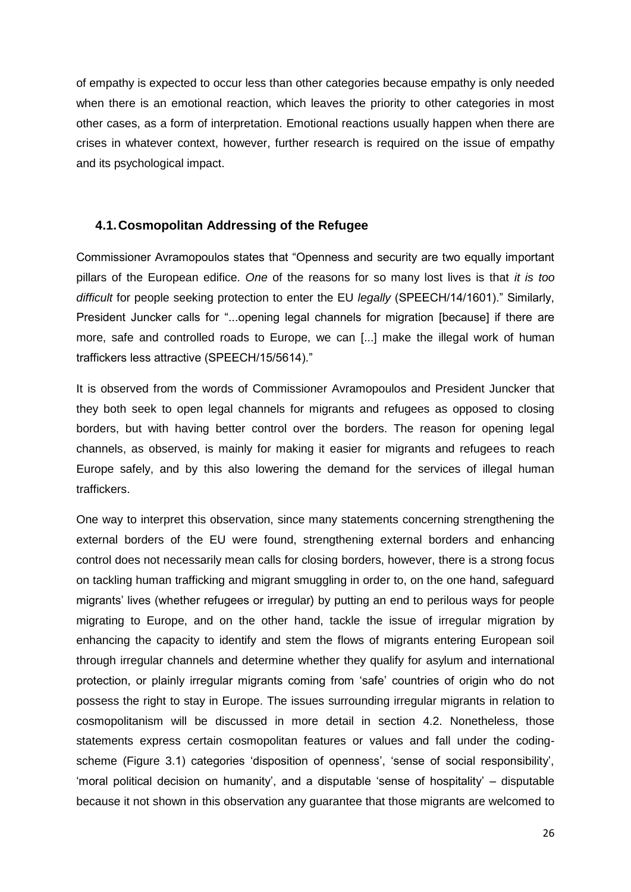of empathy is expected to occur less than other categories because empathy is only needed when there is an emotional reaction, which leaves the priority to other categories in most other cases, as a form of interpretation. Emotional reactions usually happen when there are crises in whatever context, however, further research is required on the issue of empathy and its psychological impact.

## 4.1. Cosmopolitan Addressing of the Refugee

Commissioner Avramopoulos states that "Openness and security are two equally important pillars of the European edifice. *One* of the reasons for so many lost lives is that *it is too difficult* for people seeking protection to enter the EU *legally* (SPEECH/14/1601)." Similarly, President Juncker calls for "...opening legal channels for migration [because] if there are more, safe and controlled roads to Europe, we can [...] make the illegal work of human traffickers less attractive (SPEECH/15/5614)."

It is observed from the words of Commissioner Avramopoulos and President Juncker that they both seek to open legal channels for migrants and refugees as opposed to closing borders, but with having better control over the borders. The reason for opening legal channels, as observed, is mainly for making it easier for migrants and refugees to reach Europe safely, and by this also lowering the demand for the services of illegal human traffickers.

One way to interpret this observation, since many statements concerning strengthening the external borders of the EU were found, strengthening external borders and enhancing control does not necessarily mean calls for closing borders, however, there is a strong focus on tackling human trafficking and migrant smuggling in order to, on the one hand, safeguard migrants' lives (whether refugees or irregular) by putting an end to perilous ways for people migrating to Europe, and on the other hand, tackle the issue of irregular migration by enhancing the capacity to identify and stem the flows of migrants entering European soil through irregular channels and determine whether they qualify for asylum and international protection, or plainly irregular migrants coming from 'safe' countries of origin who do not possess the right to stay in Europe. The issues surrounding irregular migrants in relation to cosmopolitanism will be discussed in more detail in section 4.2. Nonetheless, those statements express certain cosmopolitan features or values and fall under the coding-scheme (Figure 3.1) categories 'disposition of openness', 'sense of social responsibility', 'moral political decision on humanity', and a disputable 'sense of hospitality' – disputable because it not shown in this observation any guarantee that those migrants are welcomed to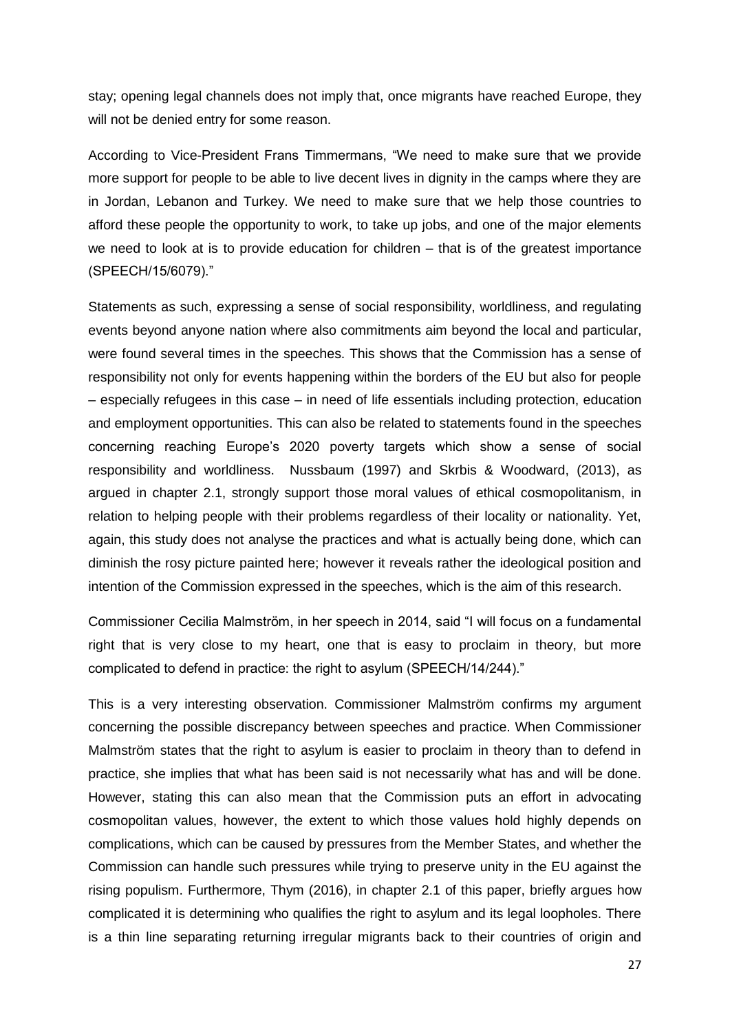stay; opening legal channels does not imply that, once migrants have reached Europe, they will not be denied entry for some reason.

According to Vice-President Frans Timmermans, "We need to make sure that we provide more support for people to be able to live decent lives in dignity in the camps where they are in Jordan, Lebanon and Turkey. We need to make sure that we help those countries to afford these people the opportunity to work, to take up jobs, and one of the major elements we need to look at is to provide education for children – that is of the greatest importance (SPEECH/15/6079)."

Statements as such, expressing a sense of social responsibility, worldliness, and regulating events beyond anyone nation where also commitments aim beyond the local and particular, were found several times in the speeches. This shows that the Commission has a sense of responsibility not only for events happening within the borders of the EU but also for people – especially refugees in this case – in need of life essentials including protection, education and employment opportunities. This can also be related to statements found in the speeches concerning reaching Europe's 2020 poverty targets which show a sense of social responsibility and worldliness. Nussbaum (1997) and Skrbis & Woodward, (2013), as argued in chapter 2.1, strongly support those moral values of ethical cosmopolitanism, in relation to helping people with their problems regardless of their locality or nationality. Yet, again, this study does not analyse the practices and what is actually being done, which can diminish the rosy picture painted here; however it reveals rather the ideological position and intention of the Commission expressed in the speeches, which is the aim of this research.

Commissioner Cecilia Malmström, in her speech in 2014, said "I will focus on a fundamental right that is very close to my heart, one that is easy to proclaim in theory, but more complicated to defend in practice: the right to asylum (SPEECH/14/244)."

This is a very interesting observation. Commissioner Malmström confirms my argument concerning the possible discrepancy between speeches and practice. When Commissioner Malmström states that the right to asylum is easier to proclaim in theory than to defend in practice, she implies that what has been said is not necessarily what has and will be done. However, stating this can also mean that the Commission puts an effort in advocating cosmopolitan values, however, the extent to which those values hold highly depends on complications, which can be caused by pressures from the Member States, and whether the Commission can handle such pressures while trying to preserve unity in the EU against the rising populism. Furthermore, Thym (2016), in chapter 2.1 of this paper, briefly argues how complicated it is determining who qualifies the right to asylum and its legal loopholes. There is a thin line separating returning irregular migrants back to their countries of origin and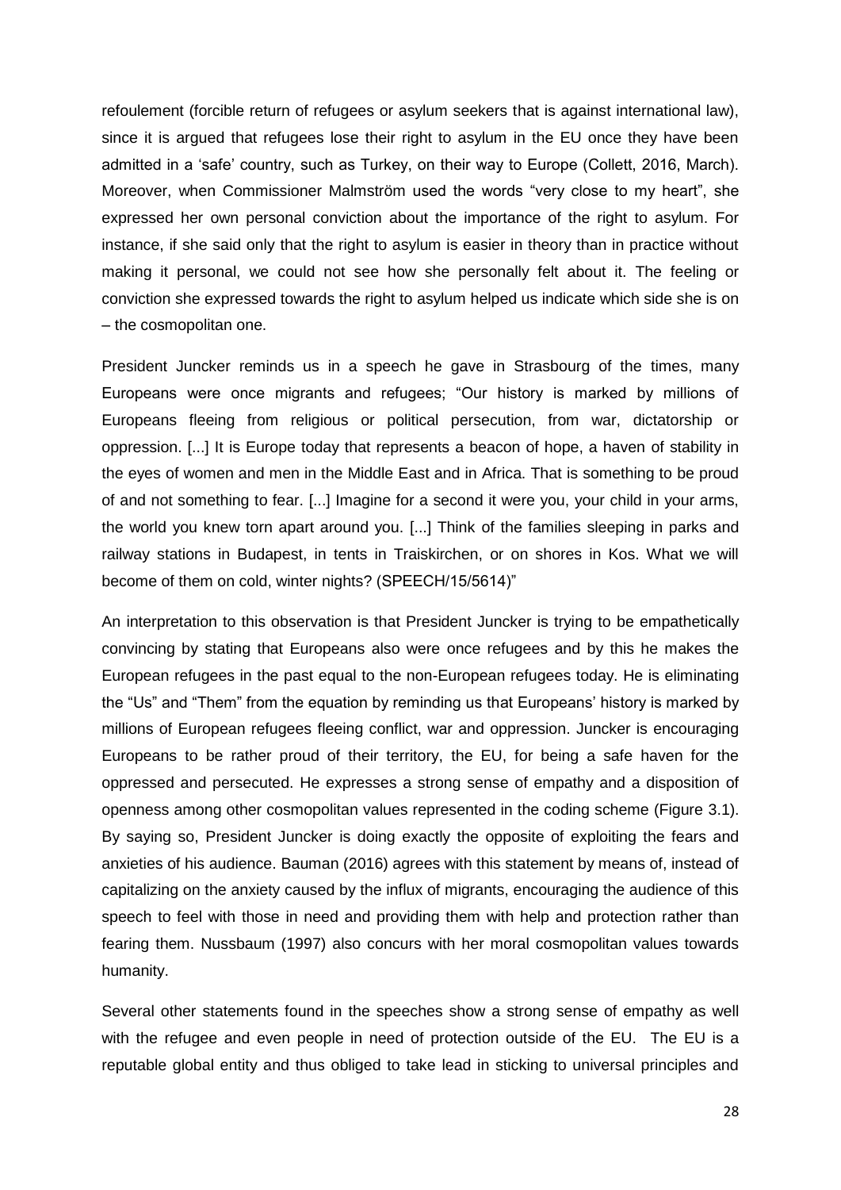refoulement (forcible return of refugees or asylum seekers that is against international law), since it is argued that refugees lose their right to asylum in the EU once they have been admitted in a 'safe' country, such as Turkey, on their way to Europe (Collett, 2016, March). Moreover, when Commissioner Malmström used the words "very close to my heart", she expressed her own personal conviction about the importance of the right to asylum. For instance, if she said only that the right to asylum is easier in theory than in practice without making it personal, we could not see how she personally felt about it. The feeling or conviction she expressed towards the right to asylum helped us indicate which side she is on – the cosmopolitan one.

President Juncker reminds us in a speech he gave in Strasbourg of the times, many Europeans were once migrants and refugees; "Our history is marked by millions of Europeans fleeing from religious or political persecution, from war, dictatorship or oppression. [...] It is Europe today that represents a beacon of hope, a haven of stability in the eyes of women and men in the Middle East and in Africa. That is something to be proud of and not something to fear. [...] Imagine for a second it were you, your child in your arms, the world you knew torn apart around you. [...] Think of the families sleeping in parks and railway stations in Budapest, in tents in Traiskirchen, or on shores in Kos. What we will become of them on cold, winter nights? (SPEECH/15/5614)"

An interpretation to this observation is that President Juncker is trying to be empathetically convincing by stating that Europeans also were once refugees and by this he makes the European refugees in the past equal to the non-European refugees today. He is eliminating the "Us" and "Them" from the equation by reminding us that Europeans' history is marked by millions of European refugees fleeing conflict, war and oppression. Juncker is encouraging Europeans to be rather proud of their territory, the EU, for being a safe haven for the oppressed and persecuted. He expresses a strong sense of empathy and a disposition of openness among other cosmopolitan values represented in the coding scheme (Figure 3.1). By saying so, President Juncker is doing exactly the opposite of exploiting the fears and anxieties of his audience. Bauman (2016) agrees with this statement by means of, instead of capitalizing on the anxiety caused by the influx of migrants, encouraging the audience of this speech to feel with those in need and providing them with help and protection rather than fearing them. Nussbaum (1997) also concurs with her moral cosmopolitan values towards humanity.

Several other statements found in the speeches show a strong sense of empathy as well with the refugee and even people in need of protection outside of the EU. The EU is a reputable global entity and thus obliged to take lead in sticking to universal principles and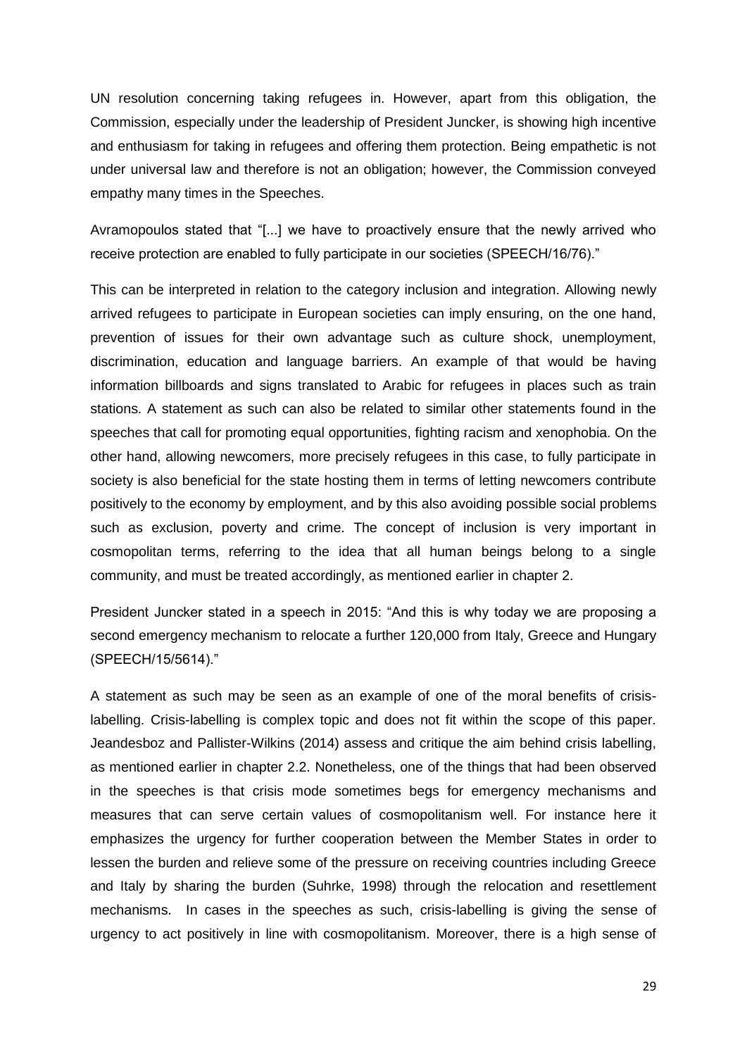UN resolution concerning taking refugees in. However, apart from this obligation, the Commission, especially under the leadership of President Juncker, is showing high incentive and enthusiasm for taking in refugees and offering them protection. Being empathetic is not under universal law and therefore is not an obligation; however, the Commission conveyed empathy many times in the Speeches.

Avramopoulos stated that "[...] we have to proactively ensure that the newly arrived who receive protection are enabled to fully participate in our societies (SPEECH/16/76)."

This can be interpreted in relation to the category inclusion and integration. Allowing newly arrived refugees to participate in European societies can imply ensuring, on the one hand, prevention of issues for their own advantage such as culture shock, unemployment, discrimination, education and language barriers. An example of that would be having information billboards and signs translated to Arabic for refugees in places such as train stations. A statement as such can also be related to similar other statements found in the speeches that call for promoting equal opportunities, fighting racism and xenophobia. On the other hand, allowing newcomers, more precisely refugees in this case, to fully participate in society is also beneficial for the state hosting them in terms of letting newcomers contribute positively to the economy by employment, and by this also avoiding possible social problems such as exclusion, poverty and crime. The concept of inclusion is very important in cosmopolitan terms, referring to the idea that all human beings belong to a single community, and must be treated accordingly, as mentioned earlier in chapter 2.

President Juncker stated in a speech in 2015: "And this is why today we are proposing a second emergency mechanism to relocate a further 120,000 from Italy, Greece and Hungary (SPEECH/15/5614)."

A statement as such may be seen as an example of one of the moral benefits of crisis-labelling. Crisis-labelling is complex topic and does not fit within the scope of this paper. Jeandesboz and Pallister-Wilkins (2014) assess and critique the aim behind crisis labelling, as mentioned earlier in chapter 2.2. Nonetheless, one of the things that had been observed in the speeches is that crisis mode sometimes begs for emergency mechanisms and measures that can serve certain values of cosmopolitanism well. For instance here it emphasizes the urgency for further cooperation between the Member States in order to lessen the burden and relieve some of the pressure on receiving countries including Greece and Italy by sharing the burden (Suhrke, 1998) through the relocation and resettlement mechanisms. In cases in the speeches as such, crisis-labelling is giving the sense of urgency to act positively in line with cosmopolitanism. Moreover, there is a high sense of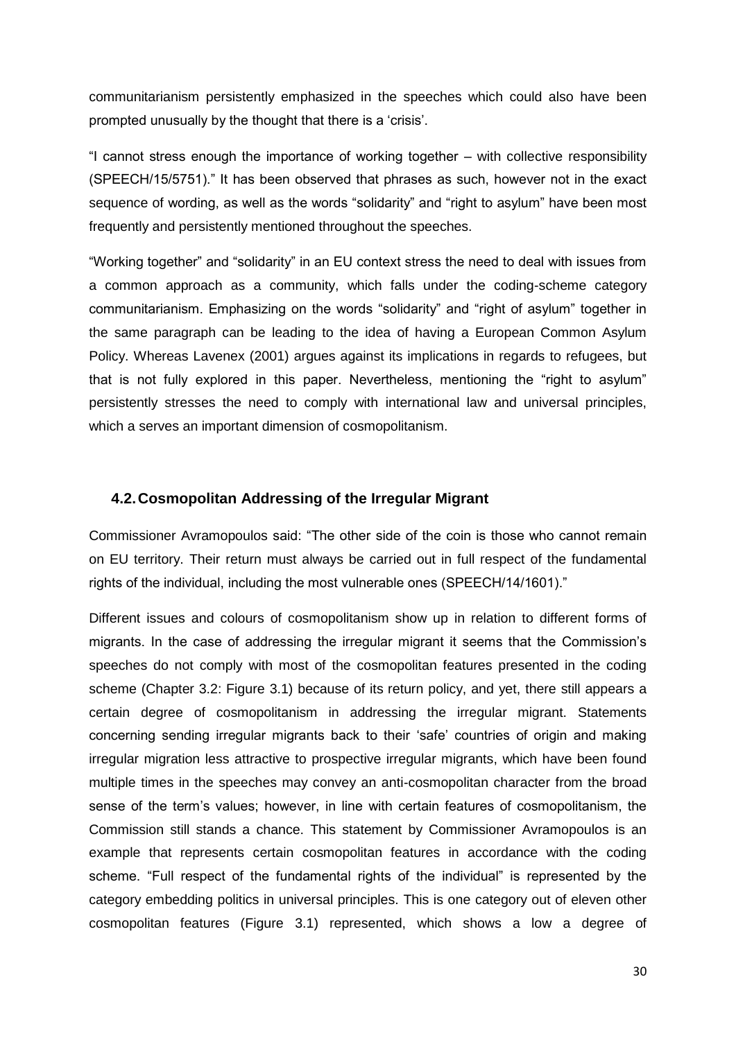communitarianism persistently emphasized in the speeches which could also have been prompted unusually by the thought that there is a 'crisis'.

"I cannot stress enough the importance of working together – with collective responsibility (SPEECH/15/5751)." It has been observed that phrases as such, however not in the exact sequence of wording, as well as the words "solidarity" and "right to asylum" have been most frequently and persistently mentioned throughout the speeches.

"Working together" and "solidarity" in an EU context stress the need to deal with issues from a common approach as a community, which falls under the coding-scheme category communitarianism. Emphasizing on the words "solidarity" and "right of asylum" together in the same paragraph can be leading to the idea of having a European Common Asylum Policy. Whereas Lavenex (2001) argues against its implications in regards to refugees, but that is not fully explored in this paper. Nevertheless, mentioning the "right to asylum" persistently stresses the need to comply with international law and universal principles, which a serves an important dimension of cosmopolitanism.

## 4.2. Cosmopolitan Addressing of the Irregular Migrant

Commissioner Avramopoulos said: "The other side of the coin is those who cannot remain on EU territory. Their return must always be carried out in full respect of the fundamental rights of the individual, including the most vulnerable ones (SPEECH/14/1601)."

Different issues and colours of cosmopolitanism show up in relation to different forms of migrants. In the case of addressing the irregular migrant it seems that the Commission's speeches do not comply with most of the cosmopolitan features presented in the coding scheme (Chapter 3.2: Figure 3.1) because of its return policy, and yet, there still appears a certain degree of cosmopolitanism in addressing the irregular migrant. Statements concerning sending irregular migrants back to their 'safe' countries of origin and making irregular migration less attractive to prospective irregular migrants, which have been found multiple times in the speeches may convey an anti-cosmopolitan character from the broad sense of the term's values; however, in line with certain features of cosmopolitanism, the Commission still stands a chance. This statement by Commissioner Avramopoulos is an example that represents certain cosmopolitan features in accordance with the coding scheme. "Full respect of the fundamental rights of the individual" is represented by the category embedding politics in universal principles. This is one category out of eleven other cosmopolitan features (Figure 3.1) represented, which shows a low a degree of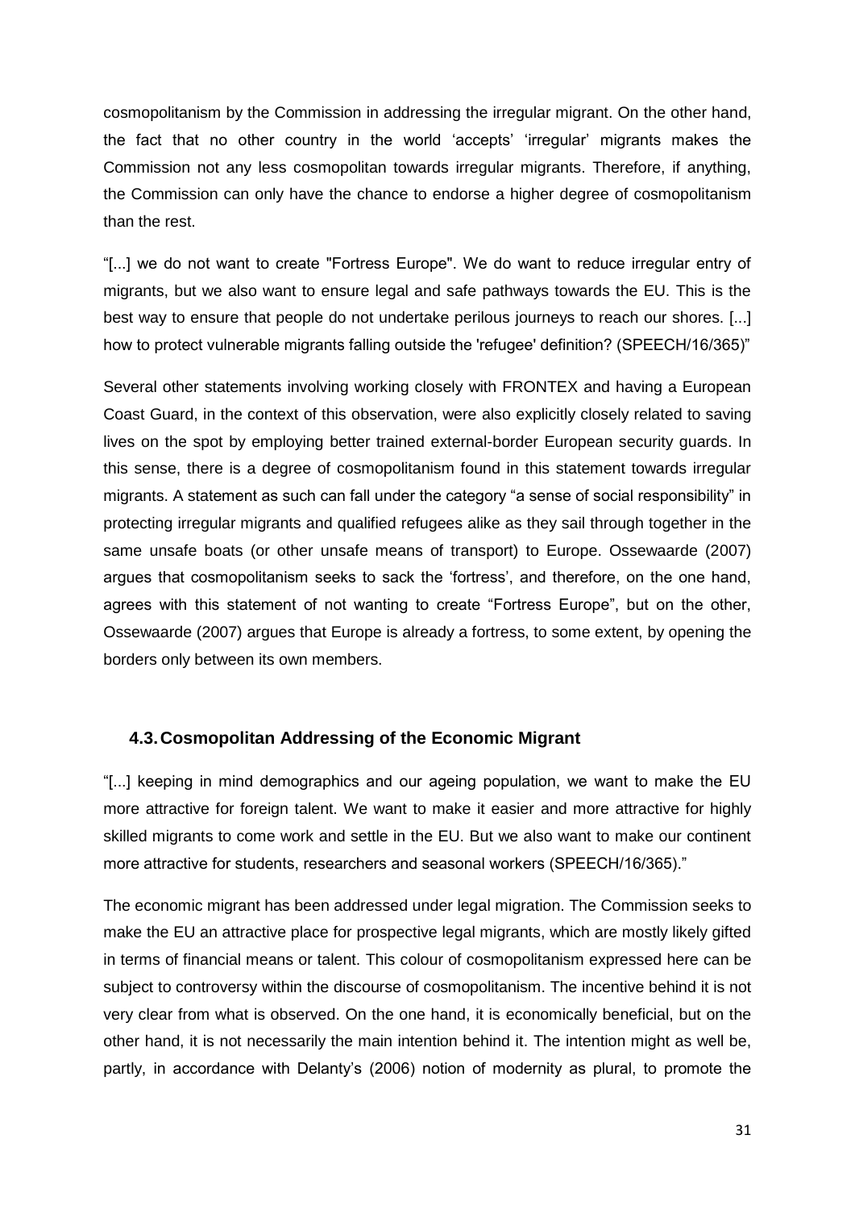cosmopolitanism by the Commission in addressing the irregular migrant. On the other hand, the fact that no other country in the world 'accepts' 'irregular' migrants makes the Commission not any less cosmopolitan towards irregular migrants. Therefore, if anything, the Commission can only have the chance to endorse a higher degree of cosmopolitanism than the rest.

"[...] we do not want to create "Fortress Europe". We do want to reduce irregular entry of migrants, but we also want to ensure legal and safe pathways towards the EU. This is the best way to ensure that people do not undertake perilous journeys to reach our shores. [...] how to protect vulnerable migrants falling outside the 'refugee' definition? (SPEECH/16/365)"

Several other statements involving working closely with FRONTEX and having a European Coast Guard, in the context of this observation, were also explicitly closely related to saving lives on the spot by employing better trained external-border European security guards. In this sense, there is a degree of cosmopolitanism found in this statement towards irregular migrants. A statement as such can fall under the category "a sense of social responsibility" in protecting irregular migrants and qualified refugees alike as they sail through together in the same unsafe boats (or other unsafe means of transport) to Europe. Ossewaarde (2007) argues that cosmopolitanism seeks to sack the 'fortress', and therefore, on the one hand, agrees with this statement of not wanting to create "Fortress Europe", but on the other, Ossewaarde (2007) argues that Europe is already a fortress, to some extent, by opening the borders only between its own members.

## 4.3. Cosmopolitan Addressing of the Economic Migrant

"[...] keeping in mind demographics and our ageing population, we want to make the EU more attractive for foreign talent. We want to make it easier and more attractive for highly skilled migrants to come work and settle in the EU. But we also want to make our continent more attractive for students, researchers and seasonal workers (SPEECH/16/365)."

The economic migrant has been addressed under legal migration. The Commission seeks to make the EU an attractive place for prospective legal migrants, which are mostly likely gifted in terms of financial means or talent. This colour of cosmopolitanism expressed here can be subject to controversy within the discourse of cosmopolitanism. The incentive behind it is not very clear from what is observed. On the one hand, it is economically beneficial, but on the other hand, it is not necessarily the main intention behind it. The intention might as well be, partly, in accordance with Delanty's (2006) notion of modernity as plural, to promote the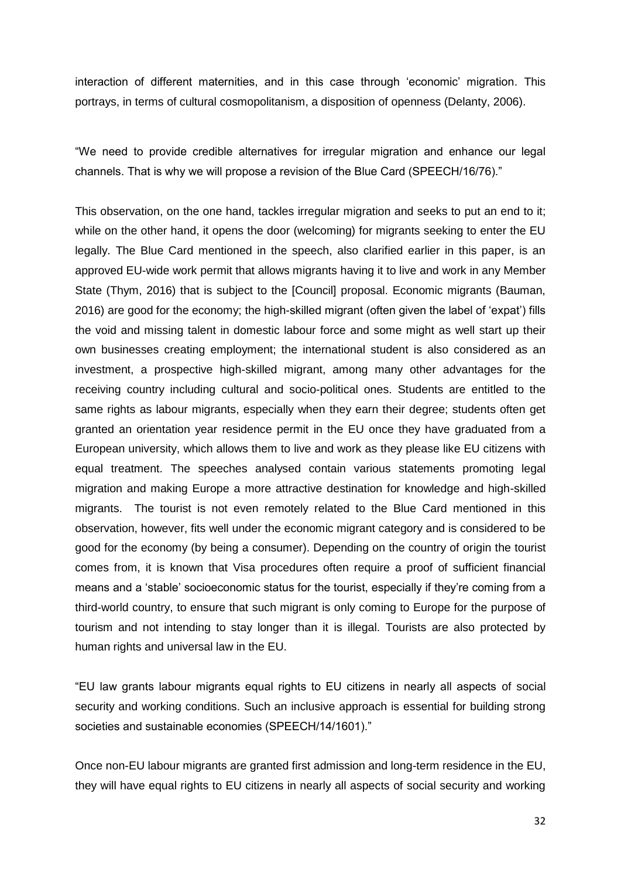interaction of different maternities, and in this case through 'economic' migration. This portrays, in terms of cultural cosmopolitanism, a disposition of openness (Delanty, 2006).

"We need to provide credible alternatives for irregular migration and enhance our legal channels. That is why we will propose a revision of the Blue Card (SPEECH/16/76)."

This observation, on the one hand, tackles irregular migration and seeks to put an end to it; while on the other hand, it opens the door (welcoming) for migrants seeking to enter the EU legally. The Blue Card mentioned in the speech, also clarified earlier in this paper, is an approved EU-wide work permit that allows migrants having it to live and work in any Member State (Thym, 2016) that is subject to the [Council] proposal. Economic migrants (Bauman, 2016) are good for the economy; the high-skilled migrant (often given the label of 'expat') fills the void and missing talent in domestic labour force and some might as well start up their own businesses creating employment; the international student is also considered as an investment, a prospective high-skilled migrant, among many other advantages for the receiving country including cultural and socio-political ones. Students are entitled to the same rights as labour migrants, especially when they earn their degree; students often get granted an orientation year residence permit in the EU once they have graduated from a European university, which allows them to live and work as they please like EU citizens with equal treatment. The speeches analysed contain various statements promoting legal migration and making Europe a more attractive destination for knowledge and high-skilled migrants. The tourist is not even remotely related to the Blue Card mentioned in this observation, however, fits well under the economic migrant category and is considered to be good for the economy (by being a consumer). Depending on the country of origin the tourist comes from, it is known that Visa procedures often require a proof of sufficient financial means and a 'stable' socioeconomic status for the tourist, especially if they're coming from a third-world country, to ensure that such migrant is only coming to Europe for the purpose of tourism and not intending to stay longer than it is illegal. Tourists are also protected by human rights and universal law in the EU.

"EU law grants labour migrants equal rights to EU citizens in nearly all aspects of social security and working conditions. Such an inclusive approach is essential for building strong societies and sustainable economies (SPEECH/14/1601)."

Once non-EU labour migrants are granted first admission and long-term residence in the EU, they will have equal rights to EU citizens in nearly all aspects of social security and working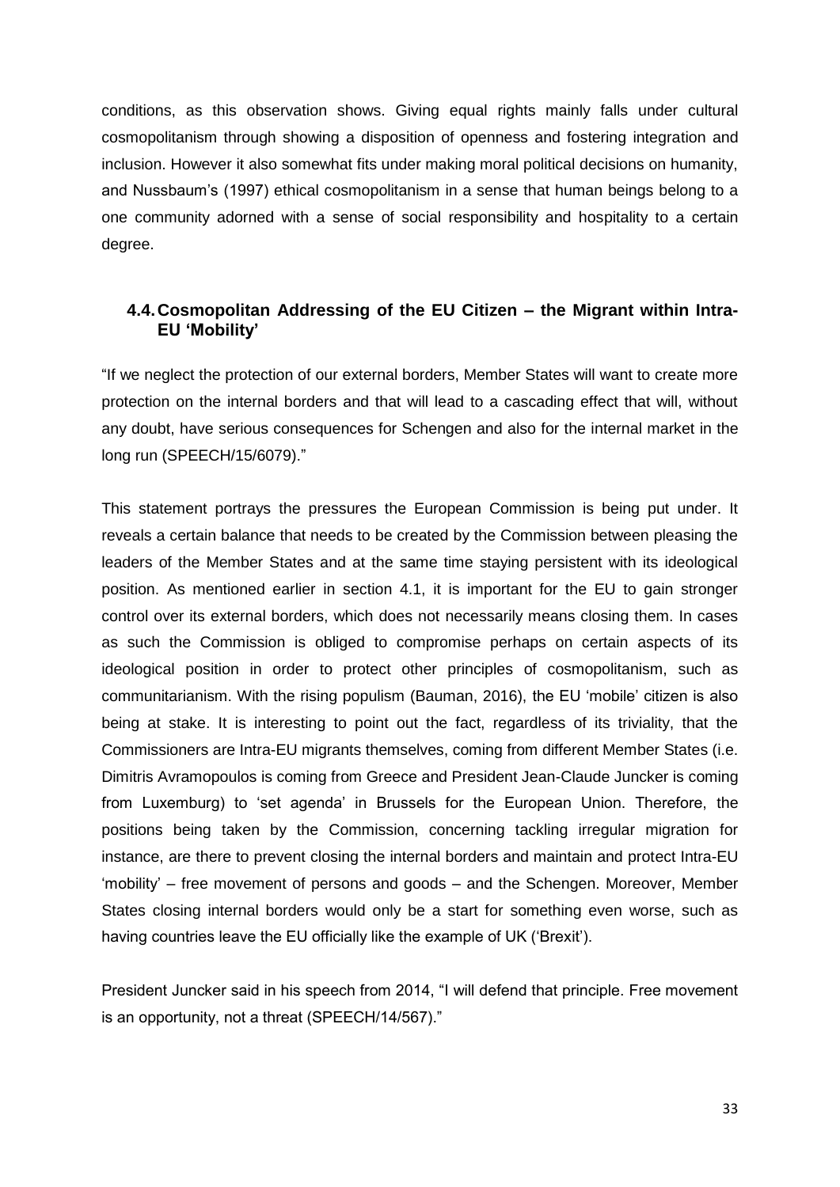conditions, as this observation shows. Giving equal rights mainly falls under cultural cosmopolitanism through showing a disposition of openness and fostering integration and inclusion. However it also somewhat fits under making moral political decisions on humanity, and Nussbaum's (1997) ethical cosmopolitanism in a sense that human beings belong to a one community adorned with a sense of social responsibility and hospitality to a certain degree.

### 4.4. Cosmopolitan Addressing of the EU Citizen – the Migrant within Intra-EU 'Mobility'

"If we neglect the protection of our external borders, Member States will want to create more protection on the internal borders and that will lead to a cascading effect that will, without any doubt, have serious consequences for Schengen and also for the internal market in the long run (SPEECH/15/6079)."

This statement portrays the pressures the European Commission is being put under. It reveals a certain balance that needs to be created by the Commission between pleasing the leaders of the Member States and at the same time staying persistent with its ideological position. As mentioned earlier in section 4.1, it is important for the EU to gain stronger control over its external borders, which does not necessarily means closing them. In cases as such the Commission is obliged to compromise perhaps on certain aspects of its ideological position in order to protect other principles of cosmopolitanism, such as communitarianism. With the rising populism (Bauman, 2016), the EU 'mobile' citizen is also being at stake. It is interesting to point out the fact, regardless of its triviality, that the Commissioners are Intra-EU migrants themselves, coming from different Member States (i.e. Dimitris Avramopoulos is coming from Greece and President Jean-Claude Juncker is coming from Luxemburg) to 'set agenda' in Brussels for the European Union. Therefore, the positions being taken by the Commission, concerning tackling irregular migration for instance, are there to prevent closing the internal borders and maintain and protect Intra-EU 'mobility' – free movement of persons and goods – and the Schengen. Moreover, Member States closing internal borders would only be a start for something even worse, such as having countries leave the EU officially like the example of UK ('Brexit').

President Juncker said in his speech from 2014, "I will defend that principle. Free movement is an opportunity, not a threat (SPEECH/14/567)."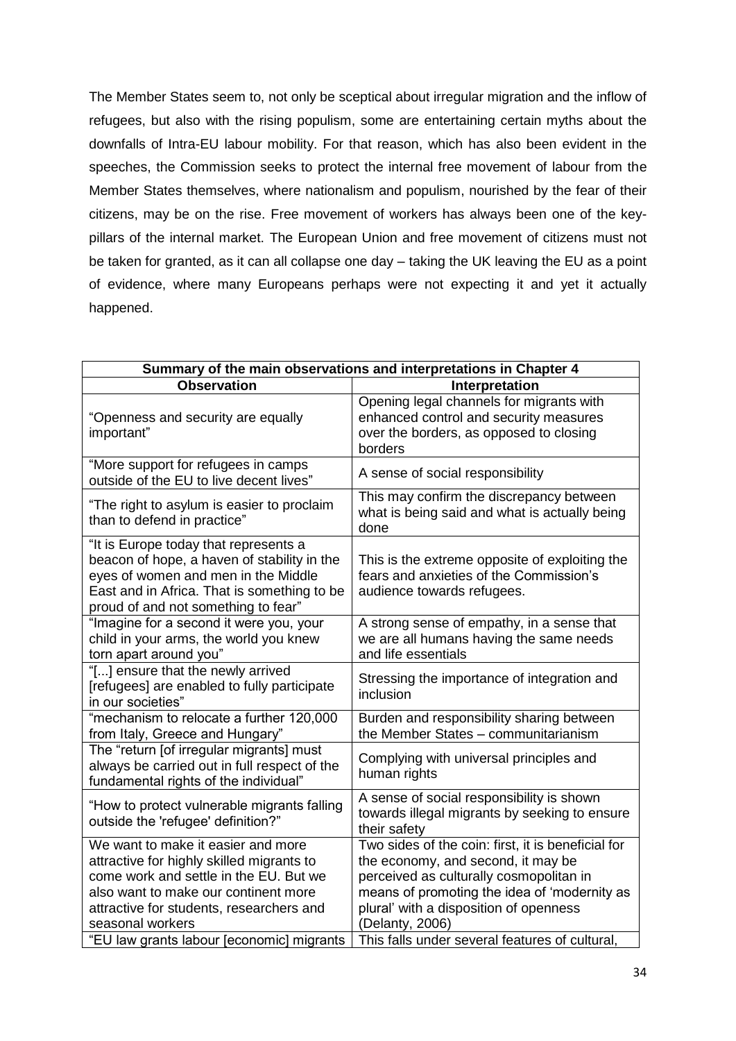The Member States seem to, not only be sceptical about irregular migration and the inflow of refugees, but also with the rising populism, some are entertaining certain myths about the downfalls of Intra-EU labour mobility. For that reason, which has also been evident in the speeches, the Commission seeks to protect the internal free movement of labour from the Member States themselves, where nationalism and populism, nourished by the fear of their citizens, may be on the rise. Free movement of workers has always been one of the key-pillars of the internal market. The European Union and free movement of citizens must not be taken for granted, as it can all collapse one day – taking the UK leaving the EU as a point of evidence, where many Europeans perhaps were not expecting it and yet it actually happened.

| **Summary of the main observations and interpretations in Chapter 4** | |
|---|---|
| **Observation** | **Interpretation** |
| "Openness and security are equally important" | Opening legal channels for migrants with enhanced control and security measures over the borders, as opposed to closing borders |
| "More support for refugees in camps outside of the EU to live decent lives" | A sense of social responsibility |
| "The right to asylum is easier to proclaim than to defend in practice" | This may confirm the discrepancy between what is being said and what is actually being done |
| "It is Europe today that represents a beacon of hope, a haven of stability in the eyes of women and men in the Middle East and in Africa. That is something to be proud of and not something to fear" | This is the extreme opposite of exploiting the fears and anxieties of the Commission's audience towards refugees. |
| "Imagine for a second it were you, your child in your arms, the world you knew torn apart around you" | A strong sense of empathy, in a sense that we are all humans having the same needs and life essentials |
| "[...] ensure that the newly arrived [refugees] are enabled to fully participate in our societies" | Stressing the importance of integration and inclusion |
| "mechanism to relocate a further 120,000 from Italy, Greece and Hungary" | Burden and responsibility sharing between the Member States – communitarianism |
| The "return [of irregular migrants] must always be carried out in full respect of the fundamental rights of the individual" | Complying with universal principles and human rights |
| "How to protect vulnerable migrants falling outside the 'refugee' definition?" | A sense of social responsibility is shown towards illegal migrants by seeking to ensure their safety |
| We want to make it easier and more attractive for highly skilled migrants to come work and settle in the EU. But we also want to make our continent more attractive for students, researchers and seasonal workers | Two sides of the coin: first, it is beneficial for the economy, and second, it may be perceived as culturally cosmopolitan in means of promoting the idea of 'modernity as plural' with a disposition of openness (Delanty, 2006) |
| "EU law grants labour [economic] migrants | This falls under several features of cultural, |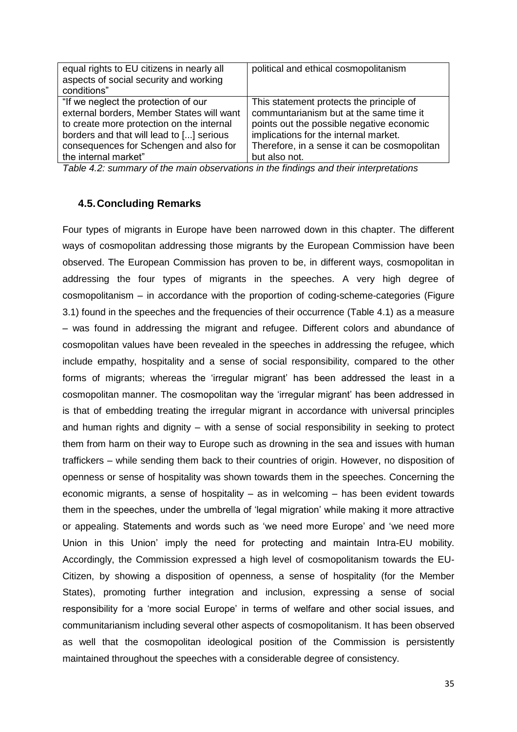| | |
|---|---|
| equal rights to EU citizens in nearly all aspects of social security and working conditions" | political and ethical cosmopolitanism |
| "If we neglect the protection of our external borders, Member States will want to create more protection on the internal borders and that will lead to [...] serious consequences for Schengen and also for the internal market" | This statement protects the principle of communtarianism but at the same time it points out the possible negative economic implications for the internal market. Therefore, in a sense it can be cosmopolitan but also not. |

*Table 4.2: summary of the main observations in the findings and their interpretations*

## 4.5. Concluding Remarks

Four types of migrants in Europe have been narrowed down in this chapter. The different ways of cosmopolitan addressing those migrants by the European Commission have been observed. The European Commission has proven to be, in different ways, cosmopolitan in addressing the four types of migrants in the speeches. A very high degree of cosmopolitanism – in accordance with the proportion of coding-scheme-categories (Figure 3.1) found in the speeches and the frequencies of their occurrence (Table 4.1) as a measure – was found in addressing the migrant and refugee. Different colors and abundance of cosmopolitan values have been revealed in the speeches in addressing the refugee, which include empathy, hospitality and a sense of social responsibility, compared to the other forms of migrants; whereas the 'irregular migrant' has been addressed the least in a cosmopolitan manner. The cosmopolitan way the 'irregular migrant' has been addressed in is that of embedding treating the irregular migrant in accordance with universal principles and human rights and dignity – with a sense of social responsibility in seeking to protect them from harm on their way to Europe such as drowning in the sea and issues with human traffickers – while sending them back to their countries of origin. However, no disposition of openness or sense of hospitality was shown towards them in the speeches. Concerning the economic migrants, a sense of hospitality – as in welcoming – has been evident towards them in the speeches, under the umbrella of 'legal migration' while making it more attractive or appealing. Statements and words such as 'we need more Europe' and 'we need more Union in this Union' imply the need for protecting and maintain Intra-EU mobility. Accordingly, the Commission expressed a high level of cosmopolitanism towards the EU-Citizen, by showing a disposition of openness, a sense of hospitality (for the Member States), promoting further integration and inclusion, expressing a sense of social responsibility for a 'more social Europe' in terms of welfare and other social issues, and communitarianism including several other aspects of cosmopolitanism. It has been observed as well that the cosmopolitan ideological position of the Commission is persistently maintained throughout the speeches with a considerable degree of consistency.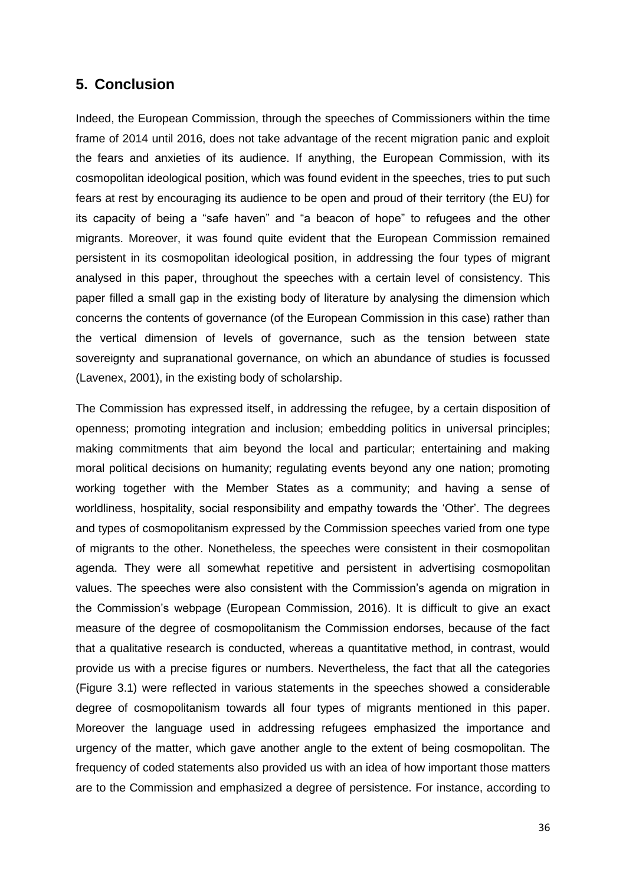## 5. Conclusion

Indeed, the European Commission, through the speeches of Commissioners within the time frame of 2014 until 2016, does not take advantage of the recent migration panic and exploit the fears and anxieties of its audience. If anything, the European Commission, with its cosmopolitan ideological position, which was found evident in the speeches, tries to put such fears at rest by encouraging its audience to be open and proud of their territory (the EU) for its capacity of being a "safe haven" and "a beacon of hope" to refugees and the other migrants. Moreover, it was found quite evident that the European Commission remained persistent in its cosmopolitan ideological position, in addressing the four types of migrant analysed in this paper, throughout the speeches with a certain level of consistency. This paper filled a small gap in the existing body of literature by analysing the dimension which concerns the contents of governance (of the European Commission in this case) rather than the vertical dimension of levels of governance, such as the tension between state sovereignty and supranational governance, on which an abundance of studies is focussed (Lavenex, 2001), in the existing body of scholarship.

The Commission has expressed itself, in addressing the refugee, by a certain disposition of openness; promoting integration and inclusion; embedding politics in universal principles; making commitments that aim beyond the local and particular; entertaining and making moral political decisions on humanity; regulating events beyond any one nation; promoting working together with the Member States as a community; and having a sense of worldliness, hospitality, social responsibility and empathy towards the 'Other'. The degrees and types of cosmopolitanism expressed by the Commission speeches varied from one type of migrants to the other. Nonetheless, the speeches were consistent in their cosmopolitan agenda. They were all somewhat repetitive and persistent in advertising cosmopolitan values. The speeches were also consistent with the Commission's agenda on migration in the Commission's webpage (European Commission, 2016). It is difficult to give an exact measure of the degree of cosmopolitanism the Commission endorses, because of the fact that a qualitative research is conducted, whereas a quantitative method, in contrast, would provide us with a precise figures or numbers. Nevertheless, the fact that all the categories (Figure 3.1) were reflected in various statements in the speeches showed a considerable degree of cosmopolitanism towards all four types of migrants mentioned in this paper. Moreover the language used in addressing refugees emphasized the importance and urgency of the matter, which gave another angle to the extent of being cosmopolitan. The frequency of coded statements also provided us with an idea of how important those matters are to the Commission and emphasized a degree of persistence. For instance, according to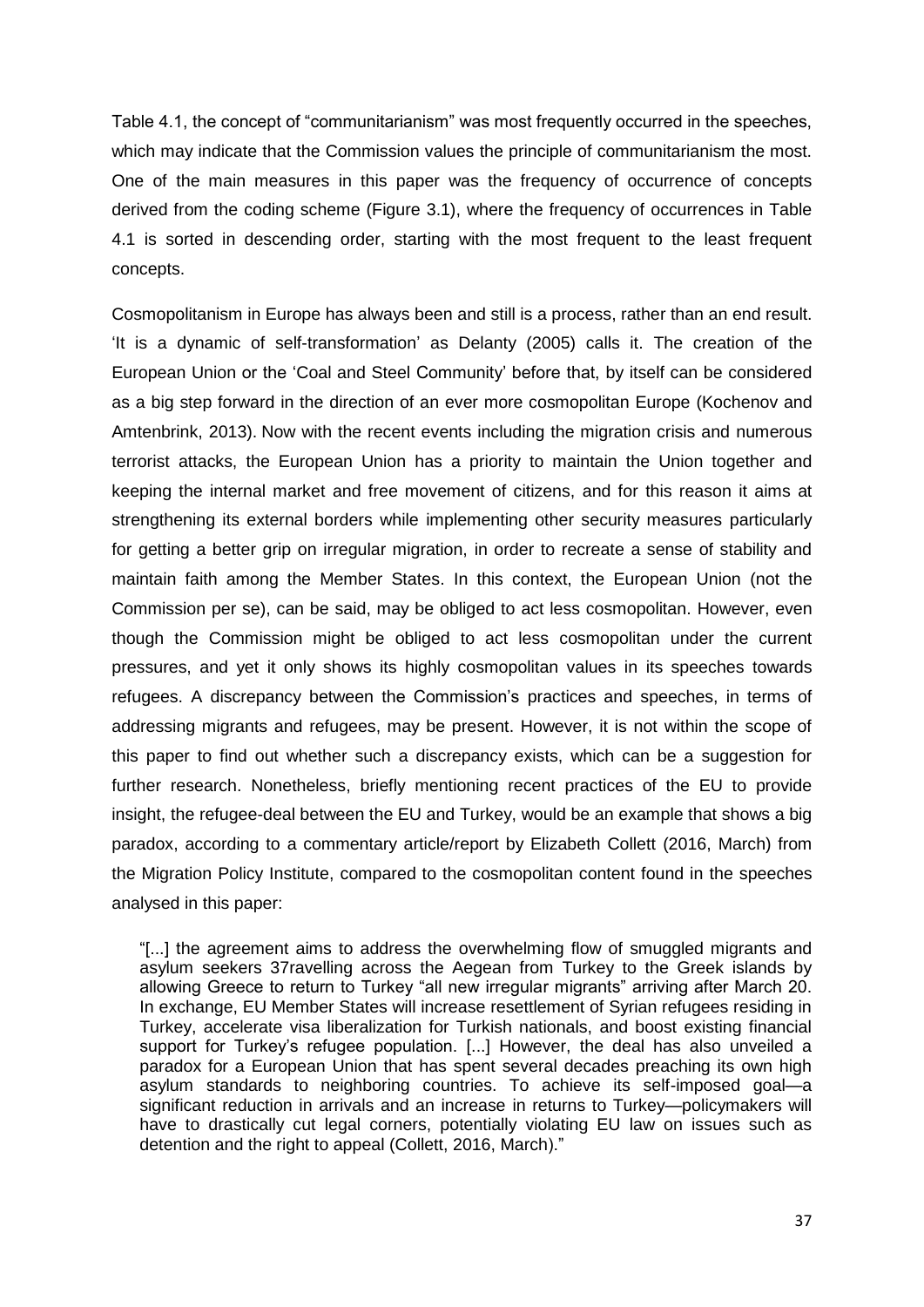Table 4.1, the concept of "communitarianism" was most frequently occurred in the speeches, which may indicate that the Commission values the principle of communitarianism the most. One of the main measures in this paper was the frequency of occurrence of concepts derived from the coding scheme (Figure 3.1), where the frequency of occurrences in Table 4.1 is sorted in descending order, starting with the most frequent to the least frequent concepts.

Cosmopolitanism in Europe has always been and still is a process, rather than an end result. 'It is a dynamic of self-transformation' as Delanty (2005) calls it. The creation of the European Union or the 'Coal and Steel Community' before that, by itself can be considered as a big step forward in the direction of an ever more cosmopolitan Europe (Kochenov and Amtenbrink, 2013). Now with the recent events including the migration crisis and numerous terrorist attacks, the European Union has a priority to maintain the Union together and keeping the internal market and free movement of citizens, and for this reason it aims at strengthening its external borders while implementing other security measures particularly for getting a better grip on irregular migration, in order to recreate a sense of stability and maintain faith among the Member States. In this context, the European Union (not the Commission per se), can be said, may be obliged to act less cosmopolitan. However, even though the Commission might be obliged to act less cosmopolitan under the current pressures, and yet it only shows its highly cosmopolitan values in its speeches towards refugees. A discrepancy between the Commission's practices and speeches, in terms of addressing migrants and refugees, may be present. However, it is not within the scope of this paper to find out whether such a discrepancy exists, which can be a suggestion for further research. Nonetheless, briefly mentioning recent practices of the EU to provide insight, the refugee-deal between the EU and Turkey, would be an example that shows a big paradox, according to a commentary article/report by Elizabeth Collett (2016, March) from the Migration Policy Institute, compared to the cosmopolitan content found in the speeches analysed in this paper:

> "[...] the agreement aims to address the overwhelming flow of smuggled migrants and asylum seekers 37ravelling across the Aegean from Turkey to the Greek islands by allowing Greece to return to Turkey "all new irregular migrants" arriving after March 20. In exchange, EU Member States will increase resettlement of Syrian refugees residing in Turkey, accelerate visa liberalization for Turkish nationals, and boost existing financial support for Turkey's refugee population. [...] However, the deal has also unveiled a paradox for a European Union that has spent several decades preaching its own high asylum standards to neighboring countries. To achieve its self-imposed goal—a significant reduction in arrivals and an increase in returns to Turkey—policymakers will have to drastically cut legal corners, potentially violating EU law on issues such as detention and the right to appeal (Collett, 2016, March)."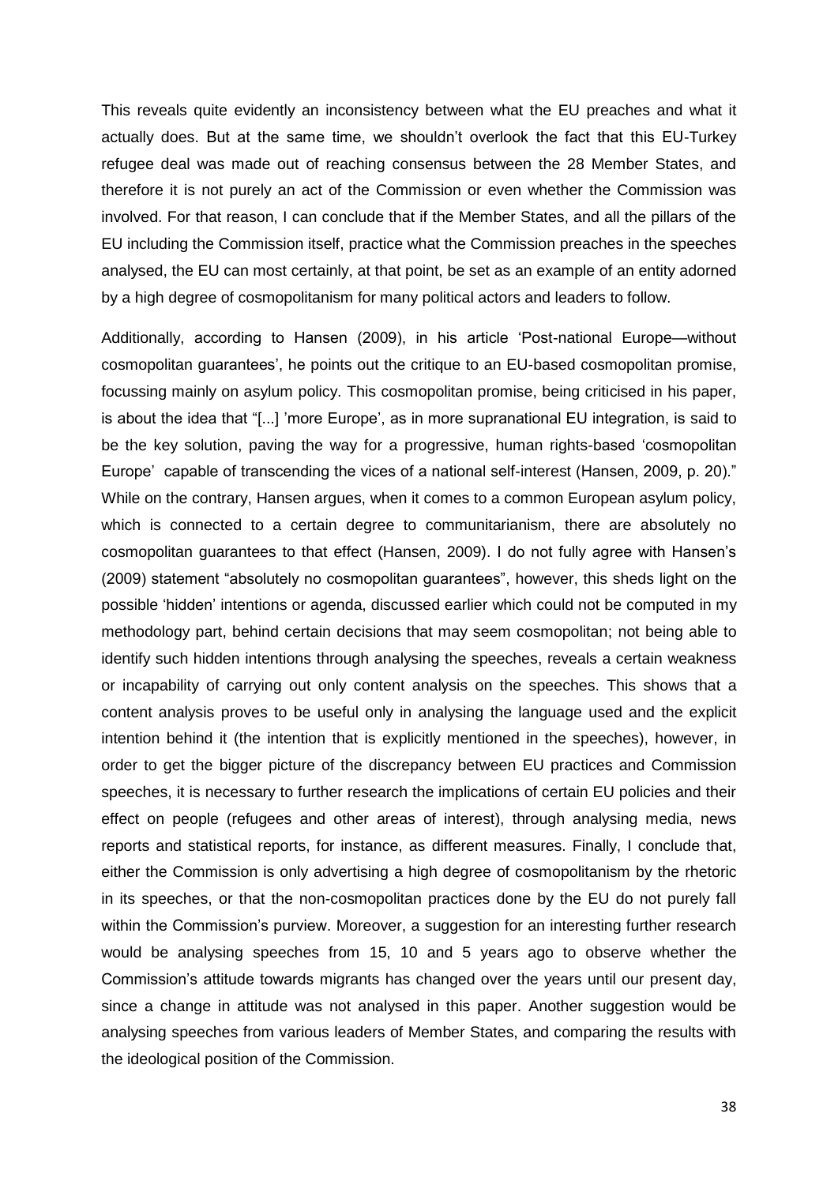This reveals quite evidently an inconsistency between what the EU preaches and what it actually does. But at the same time, we shouldn't overlook the fact that this EU-Turkey refugee deal was made out of reaching consensus between the 28 Member States, and therefore it is not purely an act of the Commission or even whether the Commission was involved. For that reason, I can conclude that if the Member States, and all the pillars of the EU including the Commission itself, practice what the Commission preaches in the speeches analysed, the EU can most certainly, at that point, be set as an example of an entity adorned by a high degree of cosmopolitanism for many political actors and leaders to follow.

Additionally, according to Hansen (2009), in his article 'Post-national Europe—without cosmopolitan guarantees', he points out the critique to an EU-based cosmopolitan promise, focussing mainly on asylum policy. This cosmopolitan promise, being criticised in his paper, is about the idea that "[...] 'more Europe', as in more supranational EU integration, is said to be the key solution, paving the way for a progressive, human rights-based 'cosmopolitan Europe' capable of transcending the vices of a national self-interest (Hansen, 2009, p. 20)." While on the contrary, Hansen argues, when it comes to a common European asylum policy, which is connected to a certain degree to communitarianism, there are absolutely no cosmopolitan guarantees to that effect (Hansen, 2009). I do not fully agree with Hansen's (2009) statement "absolutely no cosmopolitan guarantees", however, this sheds light on the possible 'hidden' intentions or agenda, discussed earlier which could not be computed in my methodology part, behind certain decisions that may seem cosmopolitan; not being able to identify such hidden intentions through analysing the speeches, reveals a certain weakness or incapability of carrying out only content analysis on the speeches. This shows that a content analysis proves to be useful only in analysing the language used and the explicit intention behind it (the intention that is explicitly mentioned in the speeches), however, in order to get the bigger picture of the discrepancy between EU practices and Commission speeches, it is necessary to further research the implications of certain EU policies and their effect on people (refugees and other areas of interest), through analysing media, news reports and statistical reports, for instance, as different measures. Finally, I conclude that, either the Commission is only advertising a high degree of cosmopolitanism by the rhetoric in its speeches, or that the non-cosmopolitan practices done by the EU do not purely fall within the Commission's purview. Moreover, a suggestion for an interesting further research would be analysing speeches from 15, 10 and 5 years ago to observe whether the Commission's attitude towards migrants has changed over the years until our present day, since a change in attitude was not analysed in this paper. Another suggestion would be analysing speeches from various leaders of Member States, and comparing the results with the ideological position of the Commission.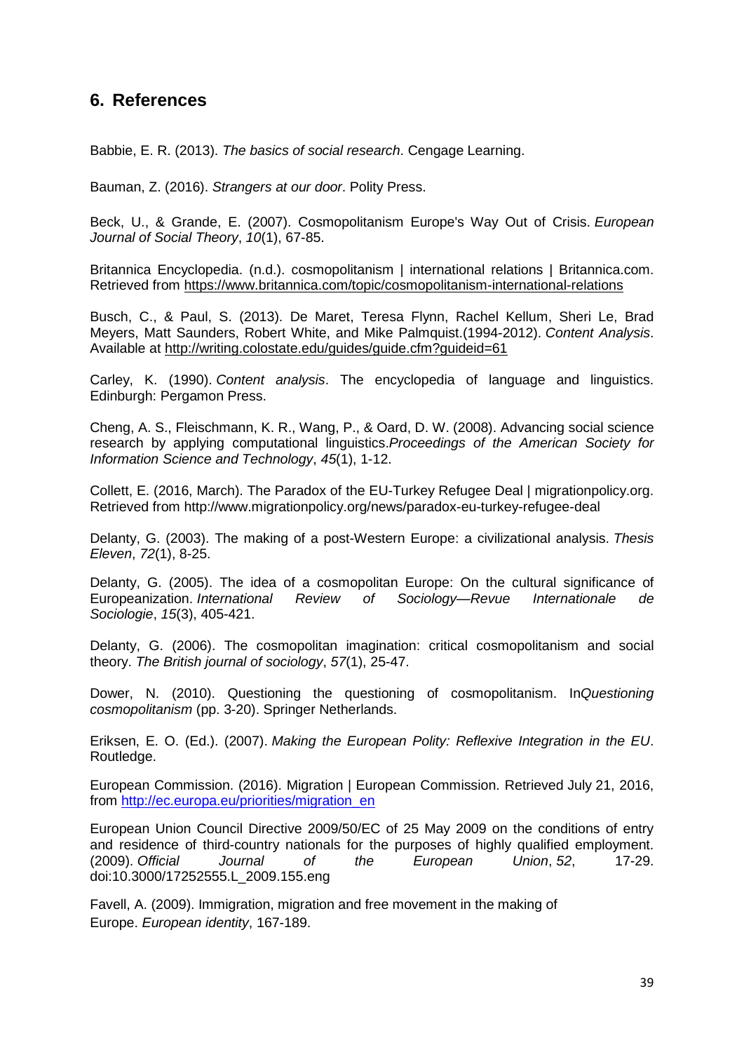## 6. References

Babbie, E. R. (2013). *The basics of social research*. Cengage Learning.

Bauman, Z. (2016). *Strangers at our door*. Polity Press.

Beck, U., & Grande, E. (2007). Cosmopolitanism Europe's Way Out of Crisis. *European Journal of Social Theory*, *10*(1), 67-85.

Britannica Encyclopedia. (n.d.). cosmopolitanism | international relations | Britannica.com. Retrieved from https://www.britannica.com/topic/cosmopolitanism-international-relations

Busch, C., & Paul, S. (2013). De Maret, Teresa Flynn, Rachel Kellum, Sheri Le, Brad Meyers, Matt Saunders, Robert White, and Mike Palmquist.(1994-2012). *Content Analysis*. Available at http://writing.colostate.edu/guides/guide.cfm?guideid=61

Carley, K. (1990). *Content analysis*. The encyclopedia of language and linguistics. Edinburgh: Pergamon Press.

Cheng, A. S., Fleischmann, K. R., Wang, P., & Oard, D. W. (2008). Advancing social science research by applying computational linguistics.*Proceedings of the American Society for Information Science and Technology*, *45*(1), 1-12.

Collett, E. (2016, March). The Paradox of the EU-Turkey Refugee Deal | migrationpolicy.org. Retrieved from http://www.migrationpolicy.org/news/paradox-eu-turkey-refugee-deal

Delanty, G. (2003). The making of a post-Western Europe: a civilizational analysis. *Thesis Eleven*, *72*(1), 8-25.

Delanty, G. (2005). The idea of a cosmopolitan Europe: On the cultural significance of Europeanization. *International Review of Sociology—Revue Internationale de Sociologie*, *15*(3), 405-421.

Delanty, G. (2006). The cosmopolitan imagination: critical cosmopolitanism and social theory. *The British journal of sociology*, *57*(1), 25-47.

Dower, N. (2010). Questioning the questioning of cosmopolitanism. In*Questioning cosmopolitanism* (pp. 3-20). Springer Netherlands.

Eriksen, E. O. (Ed.). (2007). *Making the European Polity: Reflexive Integration in the EU*. Routledge.

European Commission. (2016). Migration | European Commission. Retrieved July 21, 2016, from http://ec.europa.eu/priorities/migration_en

European Union Council Directive 2009/50/EC of 25 May 2009 on the conditions of entry and residence of third-country nationals for the purposes of highly qualified employment. (2009). *Official Journal of the European Union*, *52*, 17-29. doi:10.3000/17252555.L_2009.155.eng

Favell, A. (2009). Immigration, migration and free movement in the making of Europe. *European identity*, 167-189.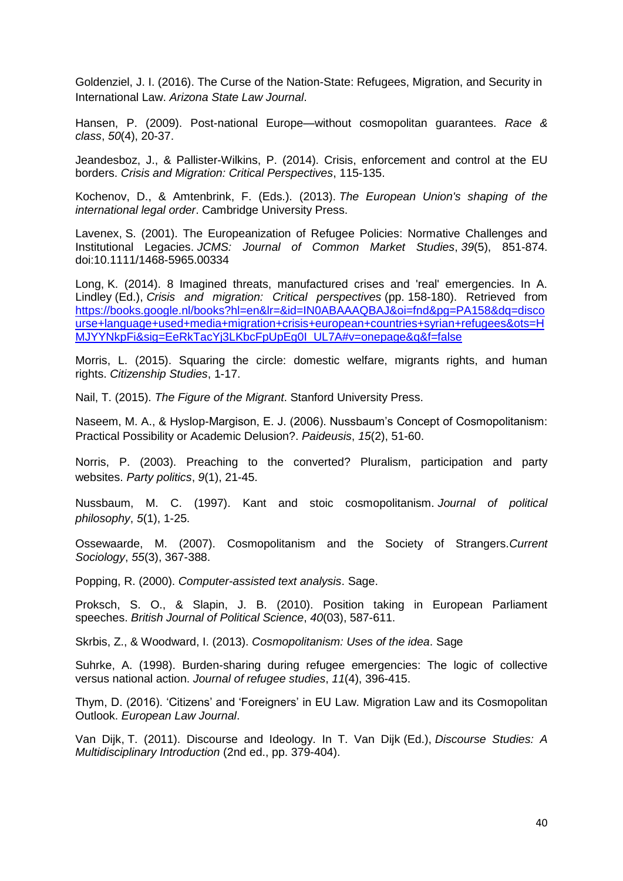Goldenziel, J. I. (2016). The Curse of the Nation-State: Refugees, Migration, and Security in International Law. *Arizona State Law Journal*.

Hansen, P. (2009). Post-national Europe—without cosmopolitan guarantees. *Race & class*, *50*(4), 20-37.

Jeandesboz, J., & Pallister-Wilkins, P. (2014). Crisis, enforcement and control at the EU borders. *Crisis and Migration: Critical Perspectives*, 115-135.

Kochenov, D., & Amtenbrink, F. (Eds.). (2013). *The European Union's shaping of the international legal order*. Cambridge University Press.

Lavenex, S. (2001). The Europeanization of Refugee Policies: Normative Challenges and Institutional Legacies. *JCMS: Journal of Common Market Studies*, *39*(5), 851-874. doi:10.1111/1468-5965.00334

Long, K. (2014). 8 Imagined threats, manufactured crises and 'real' emergencies. In A. Lindley (Ed.), *Crisis and migration: Critical perspectives* (pp. 158-180). Retrieved from https://books.google.nl/books?hl=en&lr=&id=IN0ABAAAQBAJ&oi=fnd&pg=PA158&dq=discourse+language+used+media+migration+crisis+european+countries+syrian+refugees&ots=HMJYYNkpFi&sig=EeRkTacYj3LKbcFpUpEg0I_UL7A#v=onepage&q&f=false

Morris, L. (2015). Squaring the circle: domestic welfare, migrants rights, and human rights. *Citizenship Studies*, 1-17.

Nail, T. (2015). *The Figure of the Migrant*. Stanford University Press.

Naseem, M. A., & Hyslop-Margison, E. J. (2006). Nussbaum's Concept of Cosmopolitanism: Practical Possibility or Academic Delusion?. *Paideusis*, *15*(2), 51-60.

Norris, P. (2003). Preaching to the converted? Pluralism, participation and party websites. *Party politics*, *9*(1), 21-45.

Nussbaum, M. C. (1997). Kant and stoic cosmopolitanism. *Journal of political philosophy*, *5*(1), 1-25.

Ossewaarde, M. (2007). Cosmopolitanism and the Society of Strangers.*Current Sociology*, *55*(3), 367-388.

Popping, R. (2000). *Computer-assisted text analysis*. Sage.

Proksch, S. O., & Slapin, J. B. (2010). Position taking in European Parliament speeches. *British Journal of Political Science*, *40*(03), 587-611.

Skrbis, Z., & Woodward, I. (2013). *Cosmopolitanism: Uses of the idea*. Sage

Suhrke, A. (1998). Burden-sharing during refugee emergencies: The logic of collective versus national action. *Journal of refugee studies*, *11*(4), 396-415.

Thym, D. (2016). 'Citizens' and 'Foreigners' in EU Law. Migration Law and its Cosmopolitan Outlook. *European Law Journal*.

Van Dijk, T. (2011). Discourse and Ideology. In T. Van Dijk (Ed.), *Discourse Studies: A Multidisciplinary Introduction* (2nd ed., pp. 379-404).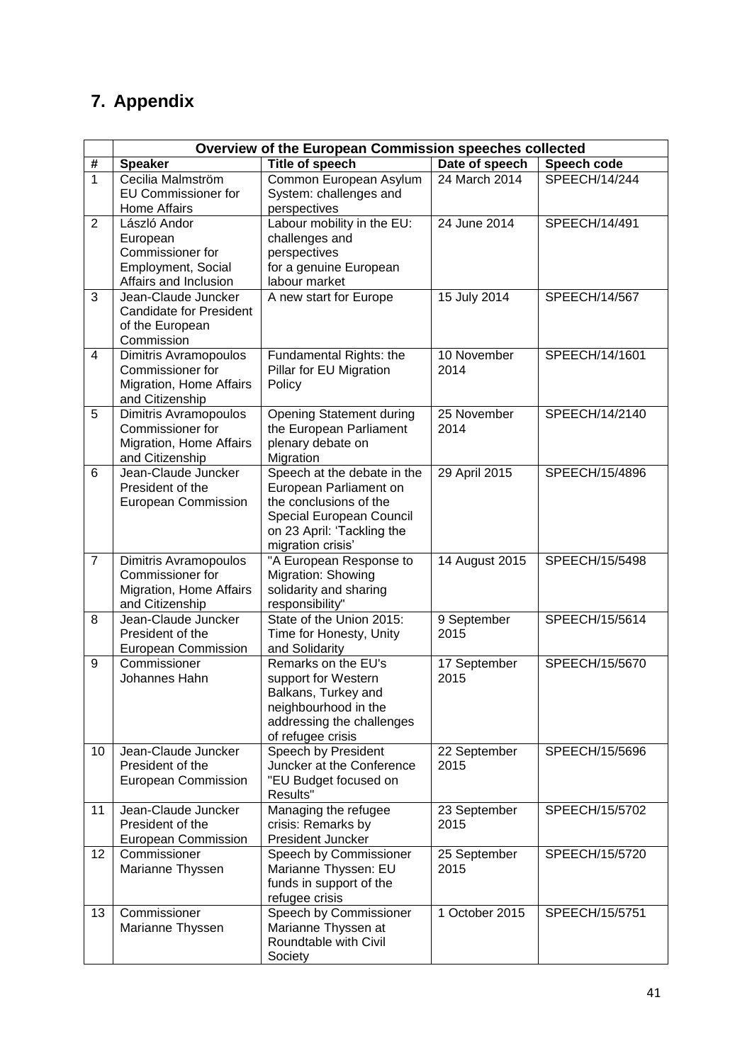## 7. Appendix

| | Overview of the European Commission speeches collected | | | |
|---|---|---|---|---|
| # | Speaker | Title of speech | Date of speech | Speech code |
| 1 | Cecilia Malmström EU Commissioner for Home Affairs | Common European Asylum System: challenges and perspectives | 24 March 2014 | SPEECH/14/244 |
| 2 | László Andor European Commissioner for Employment, Social Affairs and Inclusion | Labour mobility in the EU: challenges and perspectives for a genuine European labour market | 24 June 2014 | SPEECH/14/491 |
| 3 | Jean-Claude Juncker Candidate for President of the European Commission | A new start for Europe | 15 July 2014 | SPEECH/14/567 |
| 4 | Dimitris Avramopoulos Commissioner for Migration, Home Affairs and Citizenship | Fundamental Rights: the Pillar for EU Migration Policy | 10 November 2014 | SPEECH/14/1601 |
| 5 | Dimitris Avramopoulos Commissioner for Migration, Home Affairs and Citizenship | Opening Statement during the European Parliament plenary debate on Migration | 25 November 2014 | SPEECH/14/2140 |
| 6 | Jean-Claude Juncker President of the European Commission | Speech at the debate in the European Parliament on the conclusions of the Special European Council on 23 April: 'Tackling the migration crisis' | 29 April 2015 | SPEECH/15/4896 |
| 7 | Dimitris Avramopoulos Commissioner for Migration, Home Affairs and Citizenship | "A European Response to Migration: Showing solidarity and sharing responsibility" | 14 August 2015 | SPEECH/15/5498 |
| 8 | Jean-Claude Juncker President of the European Commission | State of the Union 2015: Time for Honesty, Unity and Solidarity | 9 September 2015 | SPEECH/15/5614 |
| 9 | Commissioner Johannes Hahn | Remarks on the EU's support for Western Balkans, Turkey and neighbourhood in the addressing the challenges of refugee crisis | 17 September 2015 | SPEECH/15/5670 |
| 10 | Jean-Claude Juncker President of the European Commission | Speech by President Juncker at the Conference "EU Budget focused on Results" | 22 September 2015 | SPEECH/15/5696 |
| 11 | Jean-Claude Juncker President of the European Commission | Managing the refugee crisis: Remarks by President Juncker | 23 September 2015 | SPEECH/15/5702 |
| 12 | Commissioner Marianne Thyssen | Speech by Commissioner Marianne Thyssen: EU funds in support of the refugee crisis | 25 September 2015 | SPEECH/15/5720 |
| 13 | Commissioner Marianne Thyssen | Speech by Commissioner Marianne Thyssen at Roundtable with Civil Society | 1 October 2015 | SPEECH/15/5751 |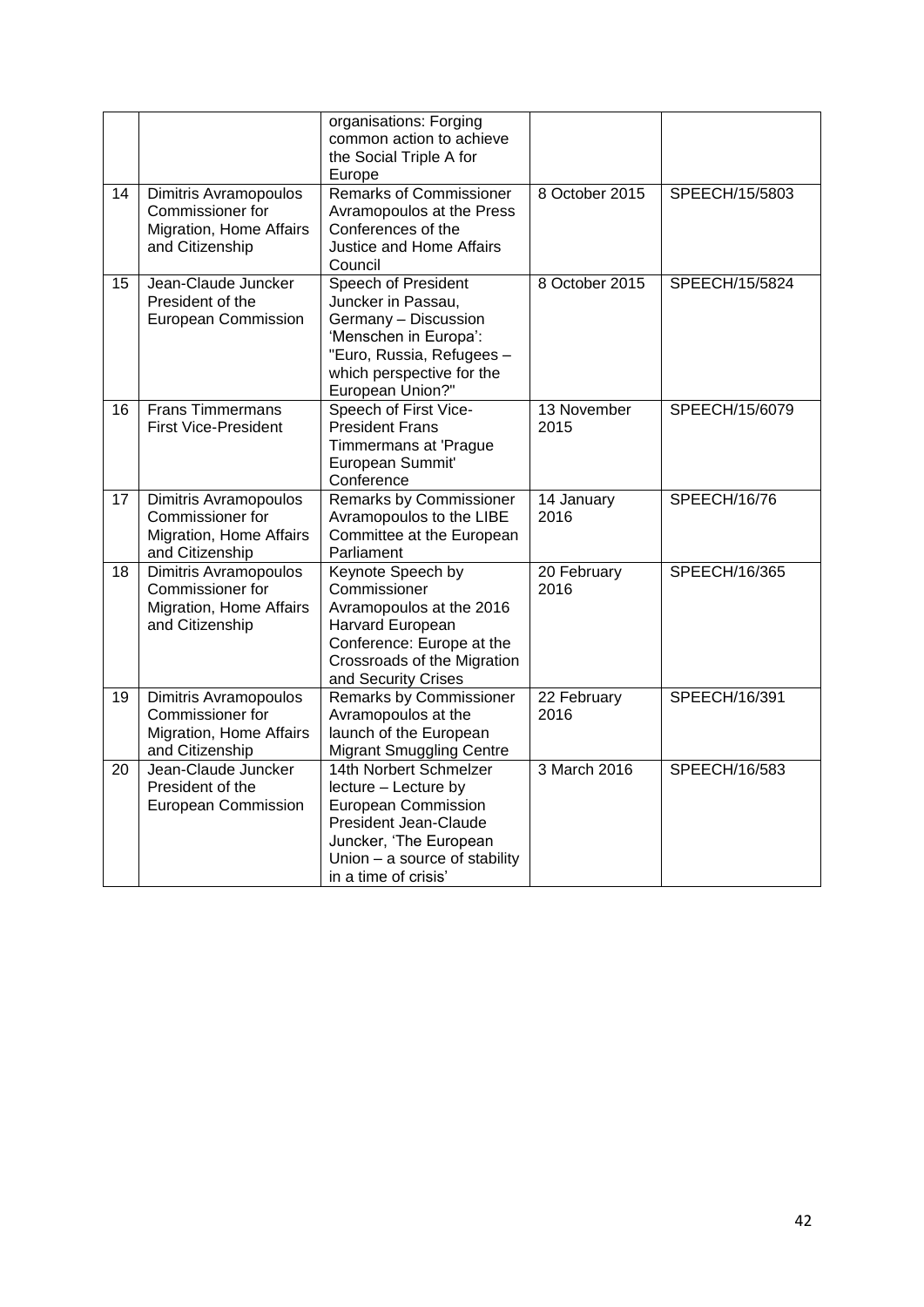| | | | | |
|---|---|---|---|---|
| | | organisations: Forging common action to achieve the Social Triple A for Europe | | |
| 14 | Dimitris Avramopoulos Commissioner for Migration, Home Affairs and Citizenship | Remarks of Commissioner Avramopoulos at the Press Conferences of the Justice and Home Affairs Council | 8 October 2015 | SPEECH/15/5803 |
| 15 | Jean-Claude Juncker President of the European Commission | Speech of President Juncker in Passau, Germany – Discussion 'Menschen in Europa': "Euro, Russia, Refugees – which perspective for the European Union?" | 8 October 2015 | SPEECH/15/5824 |
| 16 | Frans Timmermans First Vice-President | Speech of First Vice-President Frans Timmermans at 'Prague European Summit' Conference | 13 November 2015 | SPEECH/15/6079 |
| 17 | Dimitris Avramopoulos Commissioner for Migration, Home Affairs and Citizenship | Remarks by Commissioner Avramopoulos to the LIBE Committee at the European Parliament | 14 January 2016 | SPEECH/16/76 |
| 18 | Dimitris Avramopoulos Commissioner for Migration, Home Affairs and Citizenship | Keynote Speech by Commissioner Avramopoulos at the 2016 Harvard European Conference: Europe at the Crossroads of the Migration and Security Crises | 20 February 2016 | SPEECH/16/365 |
| 19 | Dimitris Avramopoulos Commissioner for Migration, Home Affairs and Citizenship | Remarks by Commissioner Avramopoulos at the launch of the European Migrant Smuggling Centre | 22 February 2016 | SPEECH/16/391 |
| 20 | Jean-Claude Juncker President of the European Commission | 14th Norbert Schmelzer lecture – Lecture by European Commission President Jean-Claude Juncker, 'The European Union – a source of stability in a time of crisis' | 3 March 2016 | SPEECH/16/583 |